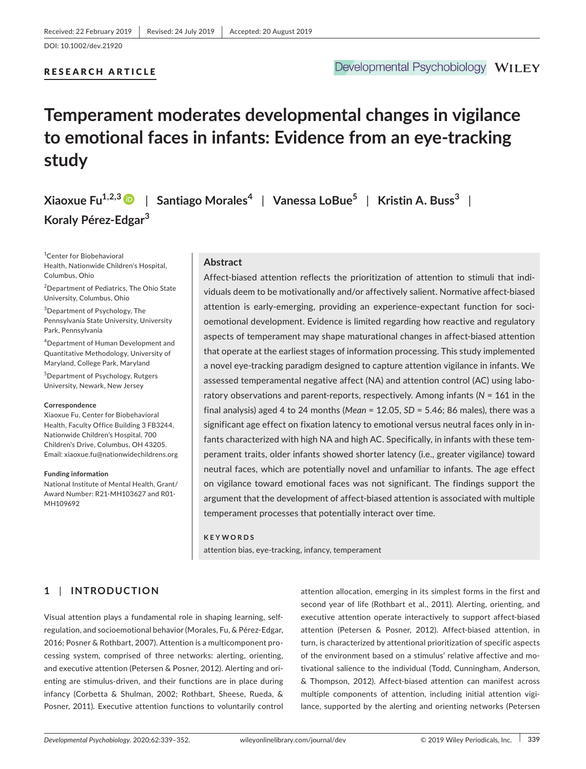Received: 22 February 2019 | Revised: 24 July 2019 | Accepted: 20 August 2019

DOI: 10.1002/dev.21920

RESEARCH ARTICLE

# Temperament moderates developmental changes in vigilance to emotional faces in infants: Evidence from an eye-tracking study

**Xiaoxue Fu**[1,2,3] | **Santiago Morales**[4] | **Vanessa LoBue**[5] | **Kristin A. Buss**[3] | **Koraly Pérez-Edgar**[3]

[1]Center for Biobehavioral Health, Nationwide Children's Hospital, Columbus, Ohio

[2]Department of Pediatrics, The Ohio State University, Columbus, Ohio

[3]Department of Psychology, The Pennsylvania State University, University Park, Pennsylvania

[4]Department of Human Development and Quantitative Methodology, University of Maryland, College Park, Maryland

[5]Department of Psychology, Rutgers University, Newark, New Jersey

**Correspondence**
Xiaoxue Fu, Center for Biobehavioral Health, Faculty Office Building 3 FB3244, Nationwide Children's Hospital, 700 Children's Drive, Columbus, OH 43205.
Email: xiaoxue.fu@nationwidechildrens.org

**Funding information**
National Institute of Mental Health, Grant/Award Number: R21-MH103627 and R01-MH109692

## Abstract

Affect-biased attention reflects the prioritization of attention to stimuli that individuals deem to be motivationally and/or affectively salient. Normative affect-biased attention is early-emerging, providing an experience-expectant function for socioemotional development. Evidence is limited regarding how reactive and regulatory aspects of temperament may shape maturational changes in affect-biased attention that operate at the earliest stages of information processing. This study implemented a novel eye-tracking paradigm designed to capture attention vigilance in infants. We assessed temperamental negative affect (NA) and attention control (AC) using laboratory observations and parent-reports, respectively. Among infants ($N$ = 161 in the final analysis) aged 4 to 24 months (*Mean* = 12.05, *SD* = 5.46; 86 males), there was a significant age effect on fixation latency to emotional versus neutral faces only in infants characterized with high NA and high AC. Specifically, in infants with these temperament traits, older infants showed shorter latency (i.e., greater vigilance) toward neutral faces, which are potentially novel and unfamiliar to infants. The age effect on vigilance toward emotional faces was not significant. The findings support the argument that the development of affect-biased attention is associated with multiple temperament processes that potentially interact over time.

**KEYWORDS**

attention bias, eye-tracking, infancy, temperament

## 1 | INTRODUCTION

Visual attention plays a fundamental role in shaping learning, self-regulation, and socioemotional behavior (Morales, Fu, & Pérez-Edgar, 2016; Posner & Rothbart, 2007). Attention is a multicomponent processing system, comprised of three networks: alerting, orienting, and executive attention (Petersen & Posner, 2012). Alerting and orienting are stimulus-driven, and their functions are in place during infancy (Corbetta & Shulman, 2002; Rothbart, Sheese, Rueda, & Posner, 2011). Executive attention functions to voluntarily control attention allocation, emerging in its simplest forms in the first and second year of life (Rothbart et al., 2011). Alerting, orienting, and executive attention operate interactively to support affect-biased attention (Petersen & Posner, 2012). Affect-biased attention, in turn, is characterized by attentional prioritization of specific aspects of the environment based on a stimulus' relative affective and motivational salience to the individual (Todd, Cunningham, Anderson, & Thompson, 2012). Affect-biased attention can manifest across multiple components of attention, including initial attention vigilance, supported by the alerting and orienting networks (Petersen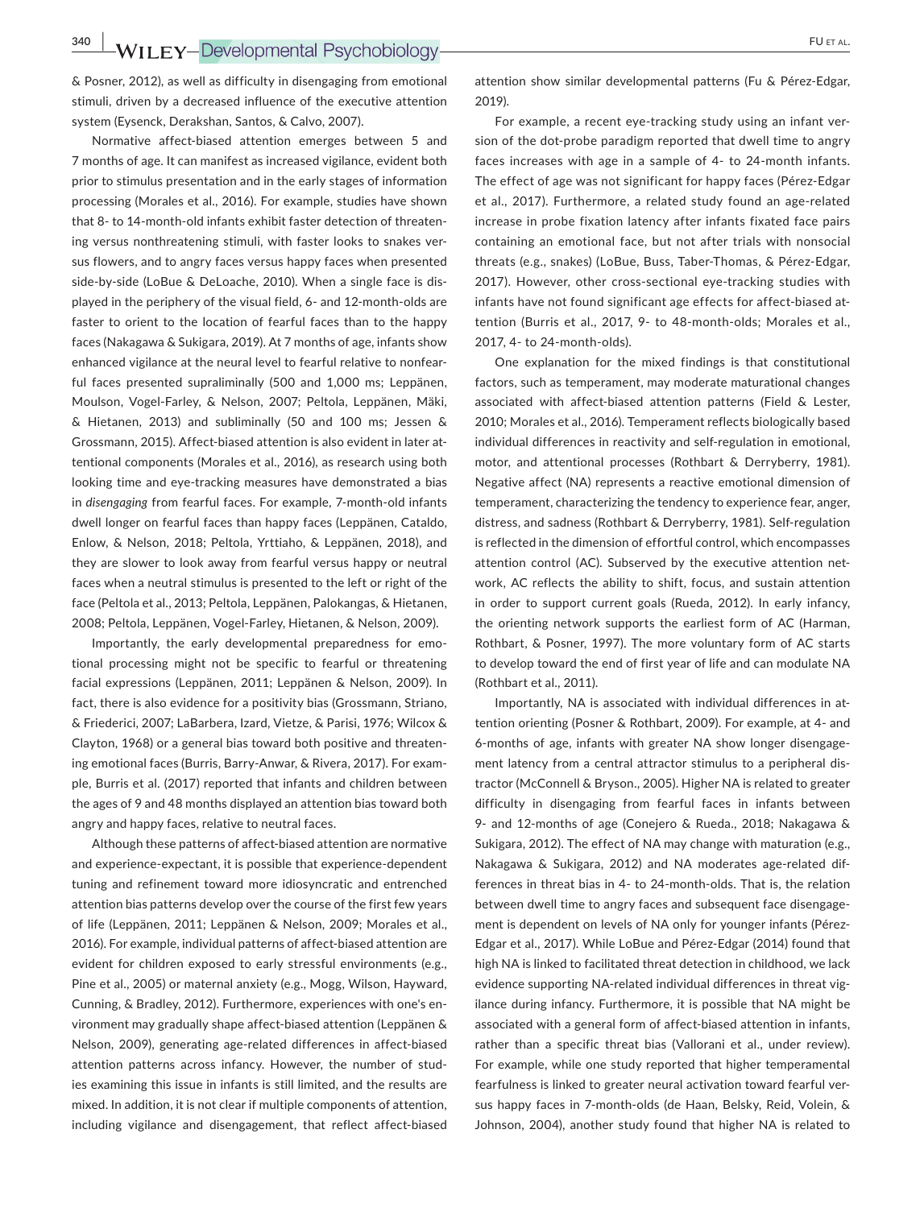& Posner, 2012), as well as difficulty in disengaging from emotional stimuli, driven by a decreased influence of the executive attention system (Eysenck, Derakshan, Santos, & Calvo, 2007).

Normative affect-biased attention emerges between 5 and 7 months of age. It can manifest as increased vigilance, evident both prior to stimulus presentation and in the early stages of information processing (Morales et al., 2016). For example, studies have shown that 8- to 14-month-old infants exhibit faster detection of threatening versus nonthreatening stimuli, with faster looks to snakes versus flowers, and to angry faces versus happy faces when presented side-by-side (LoBue & DeLoache, 2010). When a single face is displayed in the periphery of the visual field, 6- and 12-month-olds are faster to orient to the location of fearful faces than to the happy faces (Nakagawa & Sukigara, 2019). At 7 months of age, infants show enhanced vigilance at the neural level to fearful relative to nonfearful faces presented supraliminally (500 and 1,000 ms; Leppänen, Moulson, Vogel-Farley, & Nelson, 2007; Peltola, Leppänen, Mäki, & Hietanen, 2013) and subliminally (50 and 100 ms; Jessen & Grossmann, 2015). Affect-biased attention is also evident in later attentional components (Morales et al., 2016), as research using both looking time and eye-tracking measures have demonstrated a bias in *disengaging* from fearful faces. For example, 7-month-old infants dwell longer on fearful faces than happy faces (Leppänen, Cataldo, Enlow, & Nelson, 2018; Peltola, Yrttiaho, & Leppänen, 2018), and they are slower to look away from fearful versus happy or neutral faces when a neutral stimulus is presented to the left or right of the face (Peltola et al., 2013; Peltola, Leppänen, Palokangas, & Hietanen, 2008; Peltola, Leppänen, Vogel-Farley, Hietanen, & Nelson, 2009).

Importantly, the early developmental preparedness for emotional processing might not be specific to fearful or threatening facial expressions (Leppänen, 2011; Leppänen & Nelson, 2009). In fact, there is also evidence for a positivity bias (Grossmann, Striano, & Friederici, 2007; LaBarbera, Izard, Vietze, & Parisi, 1976; Wilcox & Clayton, 1968) or a general bias toward both positive and threatening emotional faces (Burris, Barry-Anwar, & Rivera, 2017). For example, Burris et al. (2017) reported that infants and children between the ages of 9 and 48 months displayed an attention bias toward both angry and happy faces, relative to neutral faces.

Although these patterns of affect-biased attention are normative and experience-expectant, it is possible that experience-dependent tuning and refinement toward more idiosyncratic and entrenched attention bias patterns develop over the course of the first few years of life (Leppänen, 2011; Leppänen & Nelson, 2009; Morales et al., 2016). For example, individual patterns of affect-biased attention are evident for children exposed to early stressful environments (e.g., Pine et al., 2005) or maternal anxiety (e.g., Mogg, Wilson, Hayward, Cunning, & Bradley, 2012). Furthermore, experiences with one's environment may gradually shape affect-biased attention (Leppänen & Nelson, 2009), generating age-related differences in affect-biased attention patterns across infancy. However, the number of studies examining this issue in infants is still limited, and the results are mixed. In addition, it is not clear if multiple components of attention, including vigilance and disengagement, that reflect affect-biased attention show similar developmental patterns (Fu & Pérez-Edgar, 2019).

For example, a recent eye-tracking study using an infant version of the dot-probe paradigm reported that dwell time to angry faces increases with age in a sample of 4- to 24-month infants. The effect of age was not significant for happy faces (Pérez-Edgar et al., 2017). Furthermore, a related study found an age-related increase in probe fixation latency after infants fixated face pairs containing an emotional face, but not after trials with nonsocial threats (e.g., snakes) (LoBue, Buss, Taber-Thomas, & Pérez-Edgar, 2017). However, other cross-sectional eye-tracking studies with infants have not found significant age effects for affect-biased attention (Burris et al., 2017, 9- to 48-month-olds; Morales et al., 2017, 4- to 24-month-olds).

One explanation for the mixed findings is that constitutional factors, such as temperament, may moderate maturational changes associated with affect-biased attention patterns (Field & Lester, 2010; Morales et al., 2016). Temperament reflects biologically based individual differences in reactivity and self-regulation in emotional, motor, and attentional processes (Rothbart & Derryberry, 1981). Negative affect (NA) represents a reactive emotional dimension of temperament, characterizing the tendency to experience fear, anger, distress, and sadness (Rothbart & Derryberry, 1981). Self-regulation is reflected in the dimension of effortful control, which encompasses attention control (AC). Subserved by the executive attention network, AC reflects the ability to shift, focus, and sustain attention in order to support current goals (Rueda, 2012). In early infancy, the orienting network supports the earliest form of AC (Harman, Rothbart, & Posner, 1997). The more voluntary form of AC starts to develop toward the end of first year of life and can modulate NA (Rothbart et al., 2011).

Importantly, NA is associated with individual differences in attention orienting (Posner & Rothbart, 2009). For example, at 4- and 6-months of age, infants with greater NA show longer disengagement latency from a central attractor stimulus to a peripheral distractor (McConnell & Bryson., 2005). Higher NA is related to greater difficulty in disengaging from fearful faces in infants between 9- and 12-months of age (Conejero & Rueda., 2018; Nakagawa & Sukigara, 2012). The effect of NA may change with maturation (e.g., Nakagawa & Sukigara, 2012) and NA moderates age-related differences in threat bias in 4- to 24-month-olds. That is, the relation between dwell time to angry faces and subsequent face disengagement is dependent on levels of NA only for younger infants (Pérez-Edgar et al., 2017). While LoBue and Pérez-Edgar (2014) found that high NA is linked to facilitated threat detection in childhood, we lack evidence supporting NA-related individual differences in threat vigilance during infancy. Furthermore, it is possible that NA might be associated with a general form of affect-biased attention in infants, rather than a specific threat bias (Vallorani et al., under review). For example, while one study reported that higher temperamental fearfulness is linked to greater neural activation toward fearful versus happy faces in 7-month-olds (de Haan, Belsky, Reid, Volein, & Johnson, 2004), another study found that higher NA is related to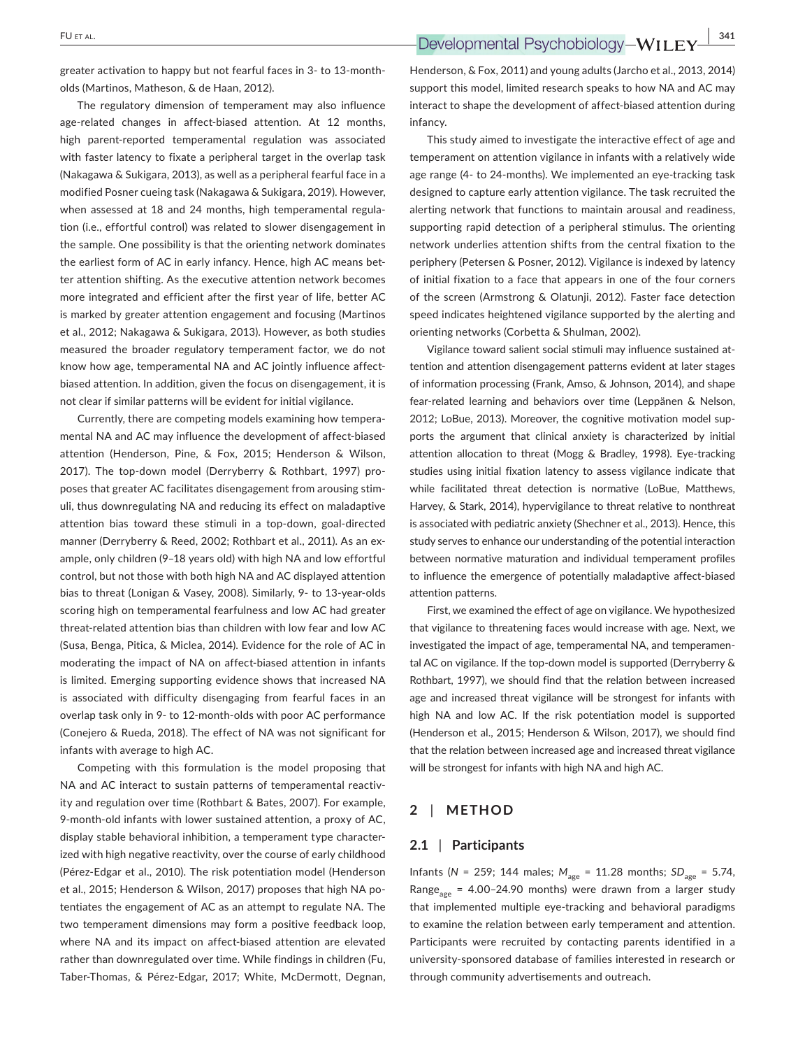greater activation to happy but not fearful faces in 3- to 13-month-olds (Martinos, Matheson, & de Haan, 2012).

The regulatory dimension of temperament may also influence age-related changes in affect-biased attention. At 12 months, high parent-reported temperamental regulation was associated with faster latency to fixate a peripheral target in the overlap task (Nakagawa & Sukigara, 2013), as well as a peripheral fearful face in a modified Posner cueing task (Nakagawa & Sukigara, 2019). However, when assessed at 18 and 24 months, high temperamental regulation (i.e., effortful control) was related to slower disengagement in the sample. One possibility is that the orienting network dominates the earliest form of AC in early infancy. Hence, high AC means better attention shifting. As the executive attention network becomes more integrated and efficient after the first year of life, better AC is marked by greater attention engagement and focusing (Martinos et al., 2012; Nakagawa & Sukigara, 2013). However, as both studies measured the broader regulatory temperament factor, we do not know how age, temperamental NA and AC jointly influence affect-biased attention. In addition, given the focus on disengagement, it is not clear if similar patterns will be evident for initial vigilance.

Currently, there are competing models examining how temperamental NA and AC may influence the development of affect-biased attention (Henderson, Pine, & Fox, 2015; Henderson & Wilson, 2017). The top-down model (Derryberry & Rothbart, 1997) proposes that greater AC facilitates disengagement from arousing stimuli, thus downregulating NA and reducing its effect on maladaptive attention bias toward these stimuli in a top-down, goal-directed manner (Derryberry & Reed, 2002; Rothbart et al., 2011). As an example, only children (9–18 years old) with high NA and low effortful control, but not those with both high NA and AC displayed attention bias to threat (Lonigan & Vasey, 2008). Similarly, 9- to 13-year-olds scoring high on temperamental fearfulness and low AC had greater threat-related attention bias than children with low fear and low AC (Susa, Benga, Pitica, & Miclea, 2014). Evidence for the role of AC in moderating the impact of NA on affect-biased attention in infants is limited. Emerging supporting evidence shows that increased NA is associated with difficulty disengaging from fearful faces in an overlap task only in 9- to 12-month-olds with poor AC performance (Conejero & Rueda, 2018). The effect of NA was not significant for infants with average to high AC.

Competing with this formulation is the model proposing that NA and AC interact to sustain patterns of temperamental reactivity and regulation over time (Rothbart & Bates, 2007). For example, 9-month-old infants with lower sustained attention, a proxy of AC, display stable behavioral inhibition, a temperament type characterized with high negative reactivity, over the course of early childhood (Pérez-Edgar et al., 2010). The risk potentiation model (Henderson et al., 2015; Henderson & Wilson, 2017) proposes that high NA potentiates the engagement of AC as an attempt to regulate NA. The two temperament dimensions may form a positive feedback loop, where NA and its impact on affect-biased attention are elevated rather than downregulated over time. While findings in children (Fu, Taber-Thomas, & Pérez-Edgar, 2017; White, McDermott, Degnan, Henderson, & Fox, 2011) and young adults (Jarcho et al., 2013, 2014) support this model, limited research speaks to how NA and AC may interact to shape the development of affect-biased attention during infancy.

This study aimed to investigate the interactive effect of age and temperament on attention vigilance in infants with a relatively wide age range (4- to 24-months). We implemented an eye-tracking task designed to capture early attention vigilance. The task recruited the alerting network that functions to maintain arousal and readiness, supporting rapid detection of a peripheral stimulus. The orienting network underlies attention shifts from the central fixation to the periphery (Petersen & Posner, 2012). Vigilance is indexed by latency of initial fixation to a face that appears in one of the four corners of the screen (Armstrong & Olatunji, 2012). Faster face detection speed indicates heightened vigilance supported by the alerting and orienting networks (Corbetta & Shulman, 2002).

Vigilance toward salient social stimuli may influence sustained attention and attention disengagement patterns evident at later stages of information processing (Frank, Amso, & Johnson, 2014), and shape fear-related learning and behaviors over time (Leppänen & Nelson, 2012; LoBue, 2013). Moreover, the cognitive motivation model supports the argument that clinical anxiety is characterized by initial attention allocation to threat (Mogg & Bradley, 1998). Eye-tracking studies using initial fixation latency to assess vigilance indicate that while facilitated threat detection is normative (LoBue, Matthews, Harvey, & Stark, 2014), hypervigilance to threat relative to nonthreat is associated with pediatric anxiety (Shechner et al., 2013). Hence, this study serves to enhance our understanding of the potential interaction between normative maturation and individual temperament profiles to influence the emergence of potentially maladaptive affect-biased attention patterns.

First, we examined the effect of age on vigilance. We hypothesized that vigilance to threatening faces would increase with age. Next, we investigated the impact of age, temperamental NA, and temperamental AC on vigilance. If the top-down model is supported (Derryberry & Rothbart, 1997), we should find that the relation between increased age and increased threat vigilance will be strongest for infants with high NA and low AC. If the risk potentiation model is supported (Henderson et al., 2015; Henderson & Wilson, 2017), we should find that the relation between increased age and increased threat vigilance will be strongest for infants with high NA and high AC.

## 2 | METHOD

### 2.1 | Participants

Infants ($N$ = 259; 144 males; $M_{age}$ = 11.28 months; $SD_{age}$ = 5.74, $Range_{age}$ = 4.00–24.90 months) were drawn from a larger study that implemented multiple eye-tracking and behavioral paradigms to examine the relation between early temperament and attention. Participants were recruited by contacting parents identified in a university-sponsored database of families interested in research or through community advertisements and outreach.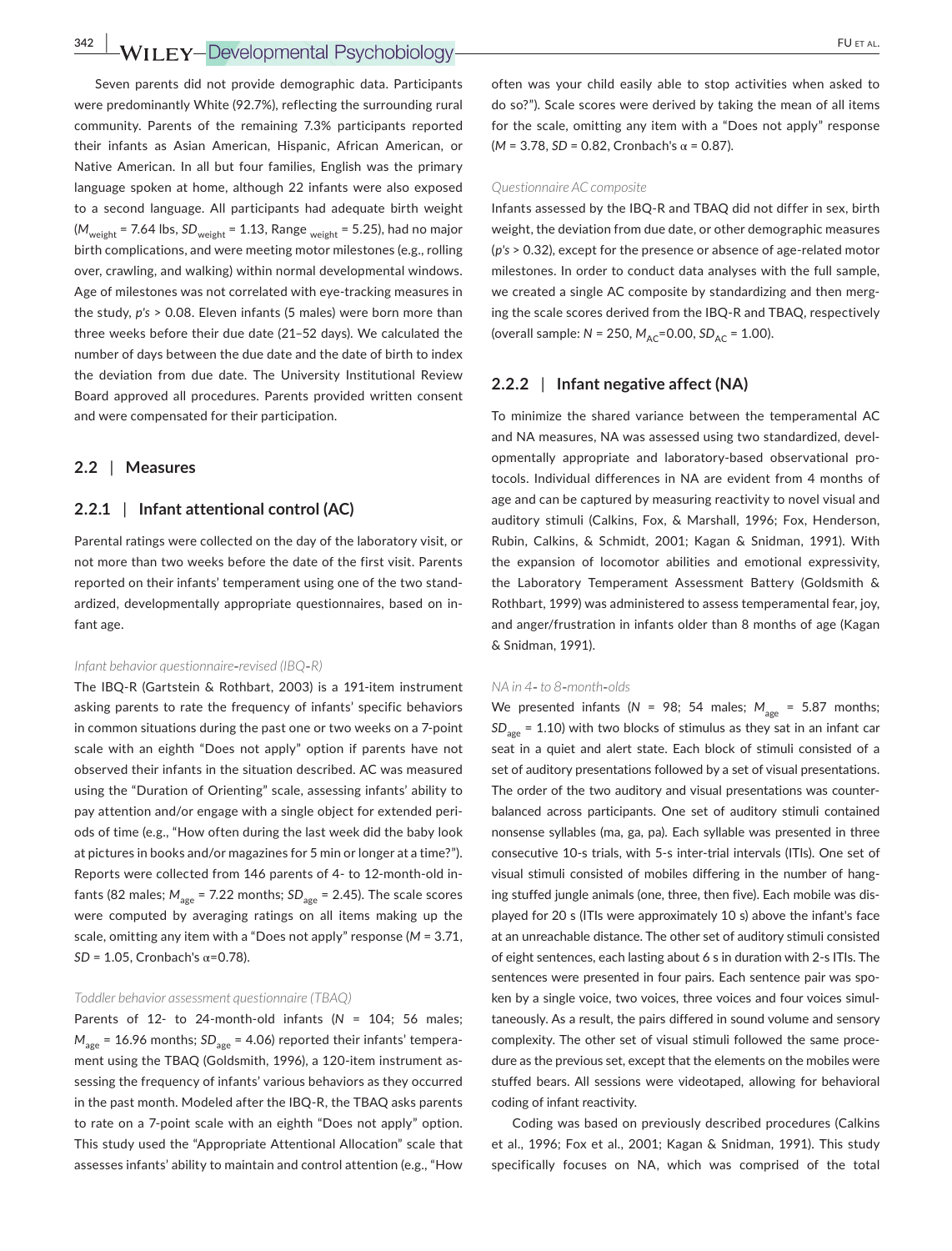Seven parents did not provide demographic data. Participants were predominantly White (92.7%), reflecting the surrounding rural community. Parents of the remaining 7.3% participants reported their infants as Asian American, Hispanic, African American, or Native American. In all but four families, English was the primary language spoken at home, although 22 infants were also exposed to a second language. All participants had adequate birth weight ($M_{weight}$ = 7.64 lbs, $SD_{weight}$ = 1.13, Range $_{weight}$ = 5.25), had no major birth complications, and were meeting motor milestones (e.g., rolling over, crawling, and walking) within normal developmental windows. Age of milestones was not correlated with eye-tracking measures in the study, $p$'s > 0.08. Eleven infants (5 males) were born more than three weeks before their due date (21–52 days). We calculated the number of days between the due date and the date of birth to index the deviation from due date. The University Institutional Review Board approved all procedures. Parents provided written consent and were compensated for their participation.

## 2.2 | Measures

### 2.2.1 | Infant attentional control (AC)

Parental ratings were collected on the day of the laboratory visit, or not more than two weeks before the date of the first visit. Parents reported on their infants' temperament using one of the two standardized, developmentally appropriate questionnaires, based on infant age.

*Infant behavior questionnaire-revised (IBQ-R)*

The IBQ-R (Gartstein & Rothbart, 2003) is a 191-item instrument asking parents to rate the frequency of infants' specific behaviors in common situations during the past one or two weeks on a 7-point scale with an eighth "Does not apply" option if parents have not observed their infants in the situation described. AC was measured using the "Duration of Orienting" scale, assessing infants' ability to pay attention and/or engage with a single object for extended periods of time (e.g., "How often during the last week did the baby look at pictures in books and/or magazines for 5 min or longer at a time?"). Reports were collected from 146 parents of 4- to 12-month-old infants (82 males; $M_{age}$ = 7.22 months; $SD_{age}$ = 2.45). The scale scores were computed by averaging ratings on all items making up the scale, omitting any item with a "Does not apply" response ($M$ = 3.71, $SD$ = 1.05, Cronbach's α=0.78).

*Toddler behavior assessment questionnaire (TBAQ)*

Parents of 12- to 24-month-old infants ($N$ = 104; 56 males; $M_{age}$ = 16.96 months; $SD_{age}$ = 4.06) reported their infants' temperament using the TBAQ (Goldsmith, 1996), a 120-item instrument assessing the frequency of infants' various behaviors as they occurred in the past month. Modeled after the IBQ-R, the TBAQ asks parents to rate on a 7-point scale with an eighth "Does not apply" option. This study used the "Appropriate Attentional Allocation" scale that assesses infants' ability to maintain and control attention (e.g., "How often was your child easily able to stop activities when asked to do so?"). Scale scores were derived by taking the mean of all items for the scale, omitting any item with a "Does not apply" response ($M$ = 3.78, $SD$ = 0.82, Cronbach's α = 0.87).

*Questionnaire AC composite*

Infants assessed by the IBQ-R and TBAQ did not differ in sex, birth weight, the deviation from due date, or other demographic measures ($p$'s > 0.32), except for the presence or absence of age-related motor milestones. In order to conduct data analyses with the full sample, we created a single AC composite by standardizing and then merging the scale scores derived from the IBQ-R and TBAQ, respectively (overall sample: $N$ = 250, $M_{AC}$=0.00, $SD_{AC}$ = 1.00).

### 2.2.2 | Infant negative affect (NA)

To minimize the shared variance between the temperamental AC and NA measures, NA was assessed using two standardized, developmentally appropriate and laboratory-based observational protocols. Individual differences in NA are evident from 4 months of age and can be captured by measuring reactivity to novel visual and auditory stimuli (Calkins, Fox, & Marshall, 1996; Fox, Henderson, Rubin, Calkins, & Schmidt, 2001; Kagan & Snidman, 1991). With the expansion of locomotor abilities and emotional expressivity, the Laboratory Temperament Assessment Battery (Goldsmith & Rothbart, 1999) was administered to assess temperamental fear, joy, and anger/frustration in infants older than 8 months of age (Kagan & Snidman, 1991).

*NA in 4- to 8-month-olds*

We presented infants ($N$ = 98; 54 males; $M_{age}$ = 5.87 months; $SD_{age}$ = 1.10) with two blocks of stimulus as they sat in an infant car seat in a quiet and alert state. Each block of stimuli consisted of a set of auditory presentations followed by a set of visual presentations. The order of the two auditory and visual presentations was counterbalanced across participants. One set of auditory stimuli contained nonsense syllables (ma, ga, pa). Each syllable was presented in three consecutive 10-s trials, with 5-s inter-trial intervals (ITIs). One set of visual stimuli consisted of mobiles differing in the number of hanging stuffed jungle animals (one, three, then five). Each mobile was displayed for 20 s (ITIs were approximately 10 s) above the infant's face at an unreachable distance. The other set of auditory stimuli consisted of eight sentences, each lasting about 6 s in duration with 2-s ITIs. The sentences were presented in four pairs. Each sentence pair was spoken by a single voice, two voices, three voices and four voices simultaneously. As a result, the pairs differed in sound volume and sensory complexity. The other set of visual stimuli followed the same procedure as the previous set, except that the elements on the mobiles were stuffed bears. All sessions were videotaped, allowing for behavioral coding of infant reactivity.

Coding was based on previously described procedures (Calkins et al., 1996; Fox et al., 2001; Kagan & Snidman, 1991). This study specifically focuses on NA, which was comprised of the total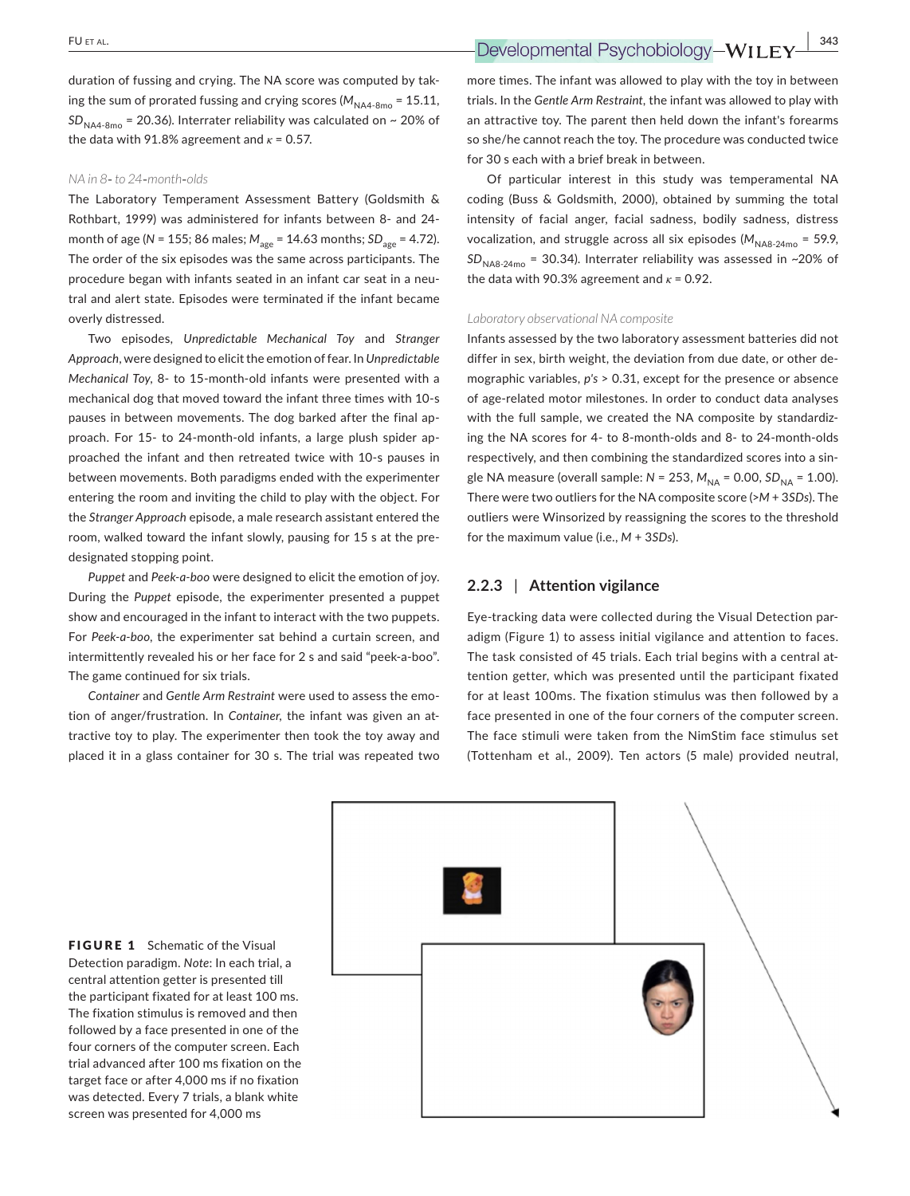duration of fussing and crying. The NA score was computed by taking the sum of prorated fussing and crying scores ($M_{NA4\text{-}8mo}$ = 15.11, $SD_{NA4\text{-}8mo}$ = 20.36). Interrater reliability was calculated on ~ 20% of the data with 91.8% agreement and $\kappa$ = 0.57.

#### *NA in 8- to 24-month-olds*

The Laboratory Temperament Assessment Battery (Goldsmith & Rothbart, 1999) was administered for infants between 8- and 24-month of age ($N$ = 155; 86 males; $M_{age}$ = 14.63 months; $SD_{age}$ = 4.72). The order of the six episodes was the same across participants. The procedure began with infants seated in an infant car seat in a neutral and alert state. Episodes were terminated if the infant became overly distressed.

Two episodes, *Unpredictable Mechanical Toy* and *Stranger Approach*, were designed to elicit the emotion of fear. In *Unpredictable Mechanical Toy*, 8- to 15-month-old infants were presented with a mechanical dog that moved toward the infant three times with 10-s pauses in between movements. The dog barked after the final approach. For 15- to 24-month-old infants, a large plush spider approached the infant and then retreated twice with 10-s pauses in between movements. Both paradigms ended with the experimenter entering the room and inviting the child to play with the object. For the *Stranger Approach* episode, a male research assistant entered the room, walked toward the infant slowly, pausing for 15 s at the predesignated stopping point.

*Puppet* and *Peek-a-boo* were designed to elicit the emotion of joy. During the *Puppet* episode, the experimenter presented a puppet show and encouraged in the infant to interact with the two puppets. For *Peek-a-boo*, the experimenter sat behind a curtain screen, and intermittently revealed his or her face for 2 s and said "peek-a-boo". The game continued for six trials.

*Container* and *Gentle Arm Restraint* were used to assess the emotion of anger/frustration. In *Container*, the infant was given an attractive toy to play. The experimenter then took the toy away and placed it in a glass container for 30 s. The trial was repeated two more times. The infant was allowed to play with the toy in between trials. In the *Gentle Arm Restraint*, the infant was allowed to play with an attractive toy. The parent then held down the infant's forearms so she/he cannot reach the toy. The procedure was conducted twice for 30 s each with a brief break in between.

Of particular interest in this study was temperamental NA coding (Buss & Goldsmith, 2000), obtained by summing the total intensity of facial anger, facial sadness, bodily sadness, distress vocalization, and struggle across all six episodes ($M_{NA8\text{-}24mo}$ = 59.9, $SD_{NA8\text{-}24mo}$ = 30.34). Interrater reliability was assessed in ~20% of the data with 90.3% agreement and $\kappa$ = 0.92.

#### *Laboratory observational NA composite*

Infants assessed by the two laboratory assessment batteries did not differ in sex, birth weight, the deviation from due date, or other demographic variables, $p$'s > 0.31, except for the presence or absence of age-related motor milestones. In order to conduct data analyses with the full sample, we created the NA composite by standardizing the NA scores for 4- to 8-month-olds and 8- to 24-month-olds respectively, and then combining the standardized scores into a single NA measure (overall sample: $N$ = 253, $M_{NA}$ = 0.00, $SD_{NA}$ = 1.00). There were two outliers for the NA composite score (>$M$ + 3$SDs$). The outliers were Winsorized by reassigning the scores to the threshold for the maximum value (i.e., $M$ + 3$SDs$).

### 2.2.3 | Attention vigilance

Eye-tracking data were collected during the Visual Detection paradigm (Figure 1) to assess initial vigilance and attention to faces. The task consisted of 45 trials. Each trial begins with a central attention getter, which was presented until the participant fixated for at least 100ms. The fixation stimulus was then followed by a face presented in one of the four corners of the computer screen. The face stimuli were taken from the NimStim face stimulus set (Tottenham et al., 2009). Ten actors (5 male) provided neutral,

**FIGURE 1** Schematic of the Visual Detection paradigm. *Note*: In each trial, a central attention getter is presented till the participant fixated for at least 100 ms. The fixation stimulus is removed and then followed by a face presented in one of the four corners of the computer screen. Each trial advanced after 100 ms fixation on the target face or after 4,000 ms if no fixation was detected. Every 7 trials, a blank white screen was presented for 4,000 ms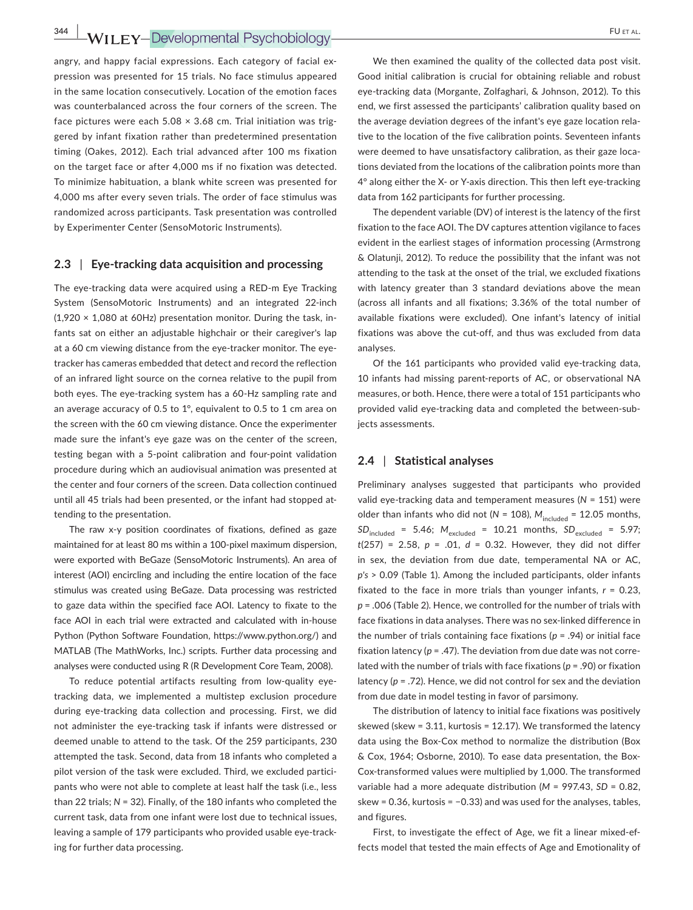angry, and happy facial expressions. Each category of facial expression was presented for 15 trials. No face stimulus appeared in the same location consecutively. Location of the emotion faces was counterbalanced across the four corners of the screen. The face pictures were each 5.08 × 3.68 cm. Trial initiation was triggered by infant fixation rather than predetermined presentation timing (Oakes, 2012). Each trial advanced after 100 ms fixation on the target face or after 4,000 ms if no fixation was detected. To minimize habituation, a blank white screen was presented for 4,000 ms after every seven trials. The order of face stimulus was randomized across participants. Task presentation was controlled by Experimenter Center (SensoMotoric Instruments).

### 2.3 | Eye-tracking data acquisition and processing

The eye-tracking data were acquired using a RED-m Eye Tracking System (SensoMotoric Instruments) and an integrated 22-inch (1,920 × 1,080 at 60Hz) presentation monitor. During the task, infants sat on either an adjustable highchair or their caregiver's lap at a 60 cm viewing distance from the eye-tracker monitor. The eye-tracker has cameras embedded that detect and record the reflection of an infrared light source on the cornea relative to the pupil from both eyes. The eye-tracking system has a 60-Hz sampling rate and an average accuracy of 0.5 to 1°, equivalent to 0.5 to 1 cm area on the screen with the 60 cm viewing distance. Once the experimenter made sure the infant's eye gaze was on the center of the screen, testing began with a 5-point calibration and four-point validation procedure during which an audiovisual animation was presented at the center and four corners of the screen. Data collection continued until all 45 trials had been presented, or the infant had stopped attending to the presentation.

The raw x-y position coordinates of fixations, defined as gaze maintained for at least 80 ms within a 100-pixel maximum dispersion, were exported with BeGaze (SensoMotoric Instruments). An area of interest (AOI) encircling and including the entire location of the face stimulus was created using BeGaze. Data processing was restricted to gaze data within the specified face AOI. Latency to fixate to the face AOI in each trial were extracted and calculated with in-house Python (Python Software Foundation, https://www.python.org/) and MATLAB (The MathWorks, Inc.) scripts. Further data processing and analyses were conducted using R (R Development Core Team, 2008).

To reduce potential artifacts resulting from low-quality eye-tracking data, we implemented a multistep exclusion procedure during eye-tracking data collection and processing. First, we did not administer the eye-tracking task if infants were distressed or deemed unable to attend to the task. Of the 259 participants, 230 attempted the task. Second, data from 18 infants who completed a pilot version of the task were excluded. Third, we excluded participants who were not able to complete at least half the task (i.e., less than 22 trials; $N = 32$). Finally, of the 180 infants who completed the current task, data from one infant were lost due to technical issues, leaving a sample of 179 participants who provided usable eye-tracking for further data processing.

We then examined the quality of the collected data post visit. Good initial calibration is crucial for obtaining reliable and robust eye-tracking data (Morgante, Zolfaghari, & Johnson, 2012). To this end, we first assessed the participants' calibration quality based on the average deviation degrees of the infant's eye gaze location relative to the location of the five calibration points. Seventeen infants were deemed to have unsatisfactory calibration, as their gaze locations deviated from the locations of the calibration points more than 4° along either the X- or Y-axis direction. This then left eye-tracking data from 162 participants for further processing.

The dependent variable (DV) of interest is the latency of the first fixation to the face AOI. The DV captures attention vigilance to faces evident in the earliest stages of information processing (Armstrong & Olatunji, 2012). To reduce the possibility that the infant was not attending to the task at the onset of the trial, we excluded fixations with latency greater than 3 standard deviations above the mean (across all infants and all fixations; 3.36% of the total number of available fixations were excluded). One infant's latency of initial fixations was above the cut-off, and thus was excluded from data analyses.

Of the 161 participants who provided valid eye-tracking data, 10 infants had missing parent-reports of AC, or observational NA measures, or both. Hence, there were a total of 151 participants who provided valid eye-tracking data and completed the between-subjects assessments.

### 2.4 | Statistical analyses

Preliminary analyses suggested that participants who provided valid eye-tracking data and temperament measures ($N = 151$) were older than infants who did not ($N = 108$), $M_{\text{included}} = 12.05$ months, $SD_{\text{included}} = 5.46$; $M_{\text{excluded}} = 10.21$ months, $SD_{\text{excluded}} = 5.97$; $t(257) = 2.58$, $p = .01$, $d = 0.32$. However, they did not differ in sex, the deviation from due date, temperamental NA or AC, $p$'s $> 0.09$ (Table 1). Among the included participants, older infants fixated to the face in more trials than younger infants, $r = 0.23$, $p = .006$ (Table 2). Hence, we controlled for the number of trials with face fixations in data analyses. There was no sex-linked difference in the number of trials containing face fixations ($p = .94$) or initial face fixation latency ($p = .47$). The deviation from due date was not correlated with the number of trials with face fixations ($p = .90$) or fixation latency ($p = .72$). Hence, we did not control for sex and the deviation from due date in model testing in favor of parsimony.

The distribution of latency to initial face fixations was positively skewed (skew = 3.11, kurtosis = 12.17). We transformed the latency data using the Box-Cox method to normalize the distribution (Box & Cox, 1964; Osborne, 2010). To ease data presentation, the Box-Cox-transformed values were multiplied by 1,000. The transformed variable had a more adequate distribution ($M = 997.43$, $SD = 0.82$, skew = 0.36, kurtosis = −0.33) and was used for the analyses, tables, and figures.

First, to investigate the effect of Age, we fit a linear mixed-effects model that tested the main effects of Age and Emotionality of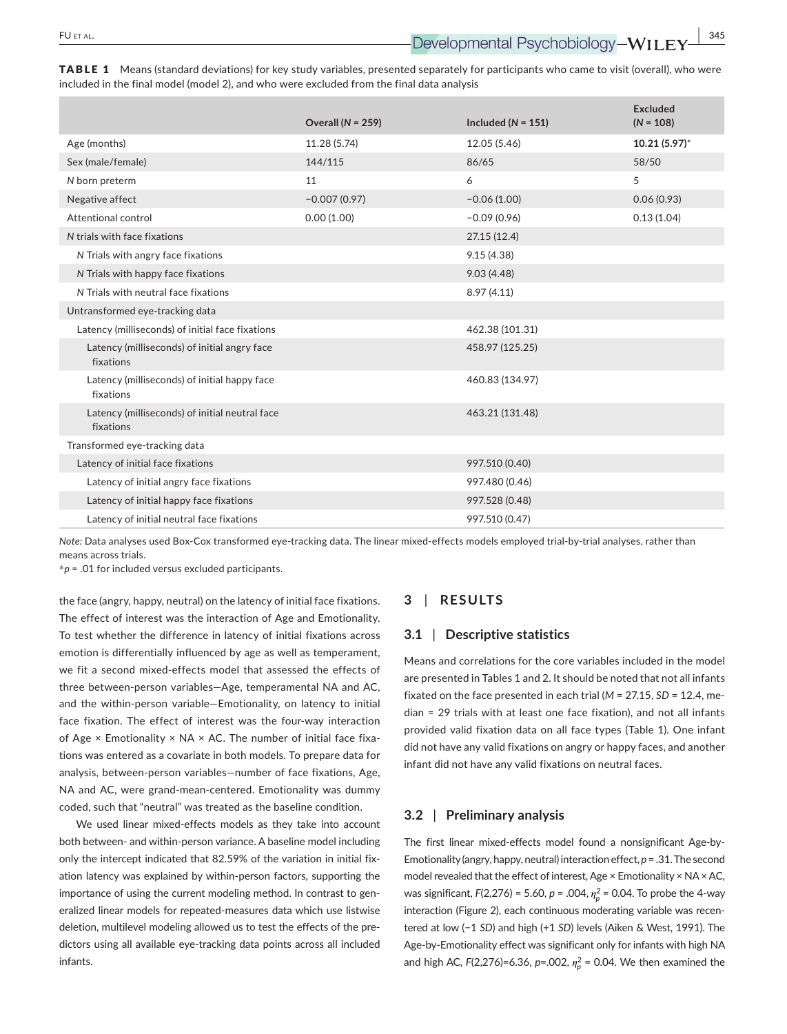**TABLE 1** Means (standard deviations) for key study variables, presented separately for participants who came to visit (overall), who were included in the final model (model 2), and who were excluded from the final data analysis

| | Overall (N = 259) | Included (N = 151) | Excluded (N = 108) |
|---|---|---|---|
| Age (months) | 11.28 (5.74) | 12.05 (5.46) | **10.21 (5.97)*** |
| Sex (male/female) | 144/115 | 86/65 | 58/50 |
| *N* born preterm | 11 | 6 | 5 |
| Negative affect | −0.007 (0.97) | −0.06 (1.00) | 0.06 (0.93) |
| Attentional control | 0.00 (1.00) | −0.09 (0.96) | 0.13 (1.04) |
| *N* trials with face fixations | | 27.15 (12.4) | |
| *N* Trials with angry face fixations | | 9.15 (4.38) | |
| *N* Trials with happy face fixations | | 9.03 (4.48) | |
| *N* Trials with neutral face fixations | | 8.97 (4.11) | |
| Untransformed eye-tracking data | | | |
| Latency (milliseconds) of initial face fixations | | 462.38 (101.31) | |
| Latency (milliseconds) of initial angry face fixations | | 458.97 (125.25) | |
| Latency (milliseconds) of initial happy face fixations | | 460.83 (134.97) | |
| Latency (milliseconds) of initial neutral face fixations | | 463.21 (131.48) | |
| Transformed eye-tracking data | | | |
| Latency of initial face fixations | | 997.510 (0.40) | |
| Latency of initial angry face fixations | | 997.480 (0.46) | |
| Latency of initial happy face fixations | | 997.528 (0.48) | |
| Latency of initial neutral face fixations | | 997.510 (0.47) | |

*Note:* Data analyses used Box-Cox transformed eye-tracking data. The linear mixed-effects models employed trial-by-trial analyses, rather than means across trials.
*$p$ = .01 for included versus excluded participants.

the face (angry, happy, neutral) on the latency of initial face fixations. The effect of interest was the interaction of Age and Emotionality. To test whether the difference in latency of initial fixations across emotion is differentially influenced by age as well as temperament, we fit a second mixed-effects model that assessed the effects of three between-person variables—Age, temperamental NA and AC, and the within-person variable—Emotionality, on latency to initial face fixation. The effect of interest was the four-way interaction of Age × Emotionality × NA × AC. The number of initial face fixations was entered as a covariate in both models. To prepare data for analysis, between-person variables—number of face fixations, Age, NA and AC, were grand-mean-centered. Emotionality was dummy coded, such that "neutral" was treated as the baseline condition.

We used linear mixed-effects models as they take into account both between- and within-person variance. A baseline model including only the intercept indicated that 82.59% of the variation in initial fixation latency was explained by within-person factors, supporting the importance of using the current modeling method. In contrast to generalized linear models for repeated-measures data which use listwise deletion, multilevel modeling allowed us to test the effects of the predictors using all available eye-tracking data points across all included infants.

## 3 | RESULTS

### 3.1 | Descriptive statistics

Means and correlations for the core variables included in the model are presented in Tables 1 and 2. It should be noted that not all infants fixated on the face presented in each trial ($M$ = 27.15, $SD$ = 12.4, median = 29 trials with at least one face fixation), and not all infants provided valid fixation data on all face types (Table 1). One infant did not have any valid fixations on angry or happy faces, and another infant did not have any valid fixations on neutral faces.

### 3.2 | Preliminary analysis

The first linear mixed-effects model found a nonsignificant Age-by-Emotionality (angry, happy, neutral) interaction effect, $p$ = .31. The second model revealed that the effect of interest, Age × Emotionality × NA × AC, was significant, $F(2,276)$ = 5.60, $p$ = .004, $\eta_p^2$ = 0.04. To probe the 4-way interaction (Figure 2), each continuous moderating variable was recentered at low (−1 $SD$) and high (+1 $SD$) levels (Aiken & West, 1991). The Age-by-Emotionality effect was significant only for infants with high NA and high AC, $F(2,276)$=6.36, $p$=.002, $\eta_p^2$ = 0.04. We then examined the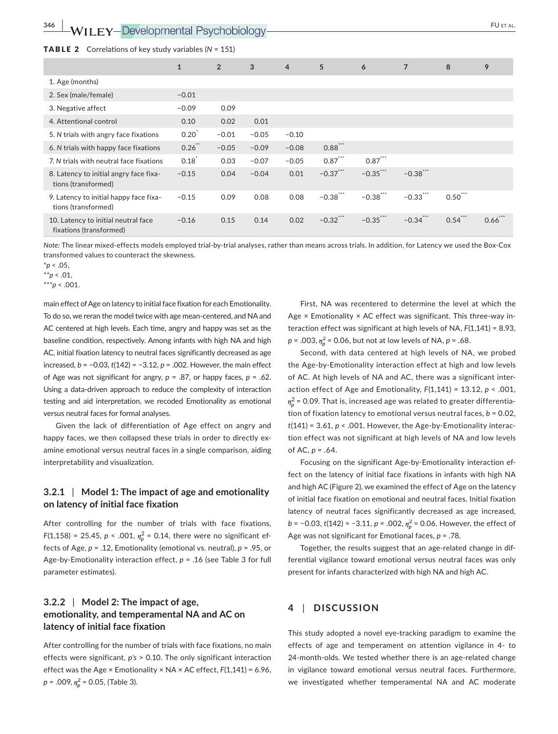**TABLE 2** Correlations of key study variables (*N* = 151)

| | 1 | 2 | 3 | 4 | 5 | 6 | 7 | 8 | 9 |
|---|---|---|---|---|---|---|---|---|---|
| 1. Age (months) | | | | | | | | | |
| 2. Sex (male/female) | −0.01 | | | | | | | | |
| 3. Negative affect | −0.09 | 0.09 | | | | | | | |
| 4. Attentional control | 0.10 | 0.02 | 0.01 | | | | | | |
| 5. *N* trials with angry face fixations | 0.20* | −0.01 | −0.05 | −0.10 | | | | | |
| 6. *N* trials with happy face fixations | 0.26** | −0.05 | −0.09 | −0.08 | 0.88*** | | | | |
| 7. *N* trials with neutral face fixations | 0.18* | 0.03 | −0.07 | −0.05 | 0.87*** | 0.87*** | | | |
| 8. Latency to initial angry face fixations (transformed) | −0.15 | 0.04 | −0.04 | 0.01 | −0.37*** | −0.35*** | −0.38*** | | |
| 9. Latency to initial happy face fixations (transformed) | −0.15 | 0.09 | 0.08 | 0.08 | −0.38*** | −0.38*** | −0.33*** | 0.50*** | |
| 10. Latency to initial neutral face fixations (transformed) | −0.16 | 0.15 | 0.14 | 0.02 | −0.32*** | −0.35*** | −0.34*** | 0.54*** | 0.66*** |

*Note:* The linear mixed-effects models employed trial-by-trial analyses, rather than means across trials. In addition, for Latency we used the Box-Cox transformed values to counteract the skewness.

*$p < .05$,

**$p < .01$,

***$p < .001$.

main effect of Age on latency to initial face fixation for each Emotionality. To do so, we reran the model twice with age mean-centered, and NA and AC centered at high levels. Each time, angry and happy was set as the baseline condition, respectively. Among infants with high NA and high AC, initial fixation latency to neutral faces significantly decreased as age increased, $b = -0.03$, $t(142) = -3.12$, $p = .002$. However, the main effect of Age was not significant for angry, $p = .87$, or happy faces, $p = .62$. Using a data-driven approach to reduce the complexity of interaction testing and aid interpretation, we recoded Emotionality as emotional versus neutral faces for formal analyses.

Given the lack of differentiation of Age effect on angry and happy faces, we then collapsed these trials in order to directly examine emotional versus neutral faces in a single comparison, aiding interpretability and visualization.

### 3.2.1 | Model 1: The impact of age and emotionality on latency of initial face fixation

After controlling for the number of trials with face fixations, $F(1{,}158) = 25.45$, $p < .001$, $\eta_p^2 = 0.14$, there were no significant effects of Age, $p = .12$, Emotionality (emotional vs. neutral), $p = .95$, or Age-by-Emotionality interaction effect, $p = .16$ (see Table 3 for full parameter estimates).

### 3.2.2 | Model 2: The impact of age, emotionality, and temperamental NA and AC on latency of initial face fixation

After controlling for the number of trials with face fixations, no main effects were significant, *p's* > 0.10. The only significant interaction effect was the Age × Emotionality × NA × AC effect, $F(1{,}141) = 6.96$, $p = .009$, $\eta_p^2 = 0.05$, (Table 3).

First, NA was recentered to determine the level at which the Age × Emotionality × AC effect was significant. This three-way interaction effect was significant at high levels of NA, $F(1{,}141) = 8.93$, $p = .003$, $\eta_p^2 = 0.06$, but not at low levels of NA, $p = .68$.

Second, with data centered at high levels of NA, we probed the Age-by-Emotionality interaction effect at high and low levels of AC. At high levels of NA and AC, there was a significant interaction effect of Age and Emotionality, $F(1{,}141) = 13.12$, $p < .001$, $\eta_p^2 = 0.09$. That is, increased age was related to greater differentiation of fixation latency to emotional versus neutral faces, $b = 0.02$, $t(141) = 3.61$, $p < .001$. However, the Age-by-Emotionality interaction effect was not significant at high levels of NA and low levels of AC, $p = .64$.

Focusing on the significant Age-by-Emotionality interaction effect on the latency of initial face fixations in infants with high NA and high AC (Figure 2), we examined the effect of Age on the latency of initial face fixation on emotional and neutral faces. Initial fixation latency of neutral faces significantly decreased as age increased, $b = -0.03$, $t(142) = -3.11$, $p = .002$, $\eta_p^2 = 0.06$. However, the effect of Age was not significant for Emotional faces, $p = .78$.

Together, the results suggest that an age-related change in differential vigilance toward emotional versus neutral faces was only present for infants characterized with high NA and high AC.

## 4 | DISCUSSION

This study adopted a novel eye-tracking paradigm to examine the effects of age and temperament on attention vigilance in 4- to 24-month-olds. We tested whether there is an age-related change in vigilance toward emotional versus neutral faces. Furthermore, we investigated whether temperamental NA and AC moderate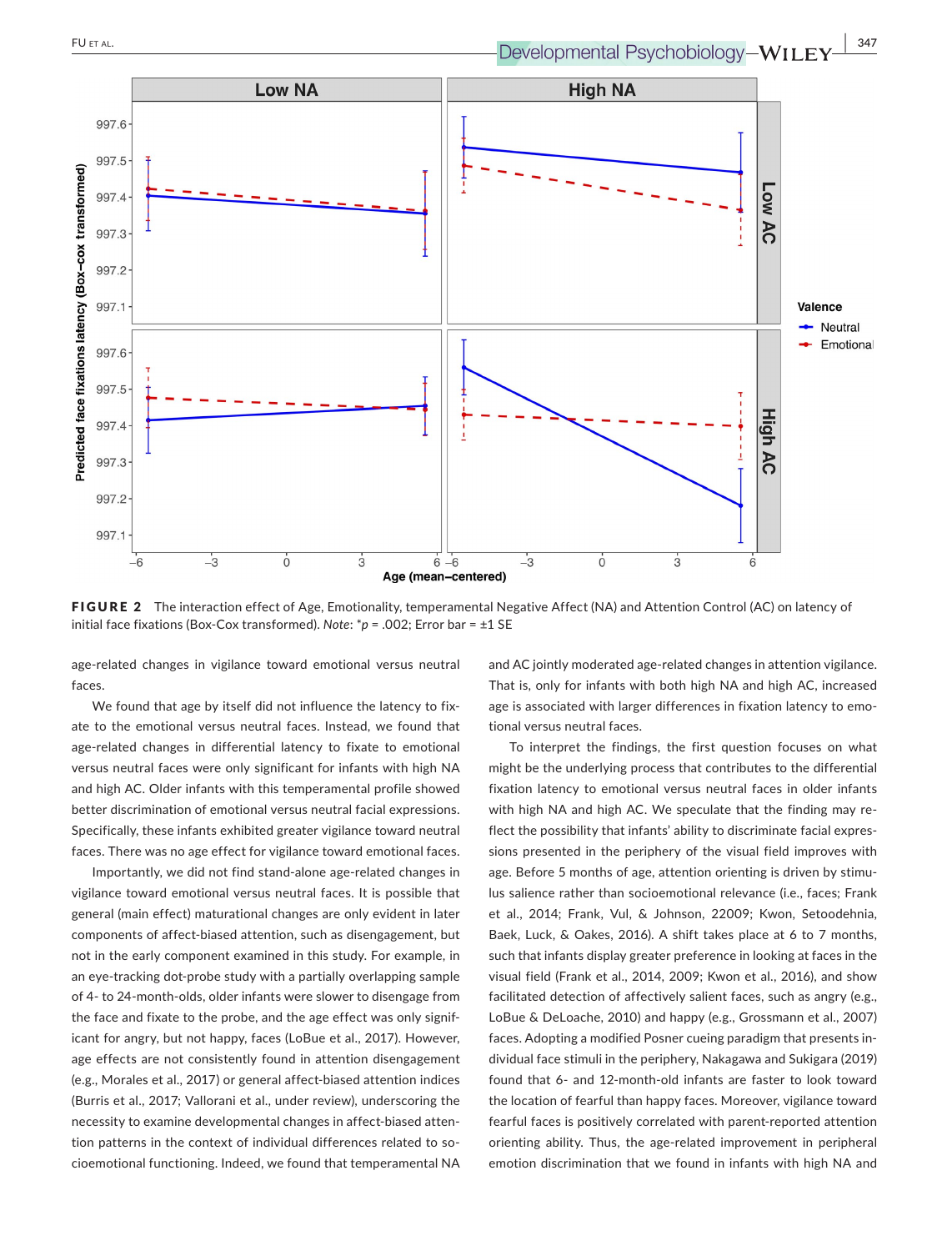**FIGURE 2** The interaction effect of Age, Emotionality, temperamental Negative Affect (NA) and Attention Control (AC) on latency of initial face fixations (Box-Cox transformed). *Note*: *$p$ = .002; Error bar = ±1 SE

age-related changes in vigilance toward emotional versus neutral faces.

We found that age by itself did not influence the latency to fixate to the emotional versus neutral faces. Instead, we found that age-related changes in differential latency to fixate to emotional versus neutral faces were only significant for infants with high NA and high AC. Older infants with this temperamental profile showed better discrimination of emotional versus neutral facial expressions. Specifically, these infants exhibited greater vigilance toward neutral faces. There was no age effect for vigilance toward emotional faces.

Importantly, we did not find stand-alone age-related changes in vigilance toward emotional versus neutral faces. It is possible that general (main effect) maturational changes are only evident in later components of affect-biased attention, such as disengagement, but not in the early component examined in this study. For example, in an eye-tracking dot-probe study with a partially overlapping sample of 4- to 24-month-olds, older infants were slower to disengage from the face and fixate to the probe, and the age effect was only significant for angry, but not happy, faces (LoBue et al., 2017). However, age effects are not consistently found in attention disengagement (e.g., Morales et al., 2017) or general affect-biased attention indices (Burris et al., 2017; Vallorani et al., under review), underscoring the necessity to examine developmental changes in affect-biased attention patterns in the context of individual differences related to socioemotional functioning. Indeed, we found that temperamental NA and AC jointly moderated age-related changes in attention vigilance. That is, only for infants with both high NA and high AC, increased age is associated with larger differences in fixation latency to emotional versus neutral faces.

To interpret the findings, the first question focuses on what might be the underlying process that contributes to the differential fixation latency to emotional versus neutral faces in older infants with high NA and high AC. We speculate that the finding may reflect the possibility that infants' ability to discriminate facial expressions presented in the periphery of the visual field improves with age. Before 5 months of age, attention orienting is driven by stimulus salience rather than socioemotional relevance (i.e., faces; Frank et al., 2014; Frank, Vul, & Johnson, 22009; Kwon, Setoodehnia, Baek, Luck, & Oakes, 2016). A shift takes place at 6 to 7 months, such that infants display greater preference in looking at faces in the visual field (Frank et al., 2014, 2009; Kwon et al., 2016), and show facilitated detection of affectively salient faces, such as angry (e.g., LoBue & DeLoache, 2010) and happy (e.g., Grossmann et al., 2007) faces. Adopting a modified Posner cueing paradigm that presents individual face stimuli in the periphery, Nakagawa and Sukigara (2019) found that 6- and 12-month-old infants are faster to look toward the location of fearful than happy faces. Moreover, vigilance toward fearful faces is positively correlated with parent-reported attention orienting ability. Thus, the age-related improvement in peripheral emotion discrimination that we found in infants with high NA and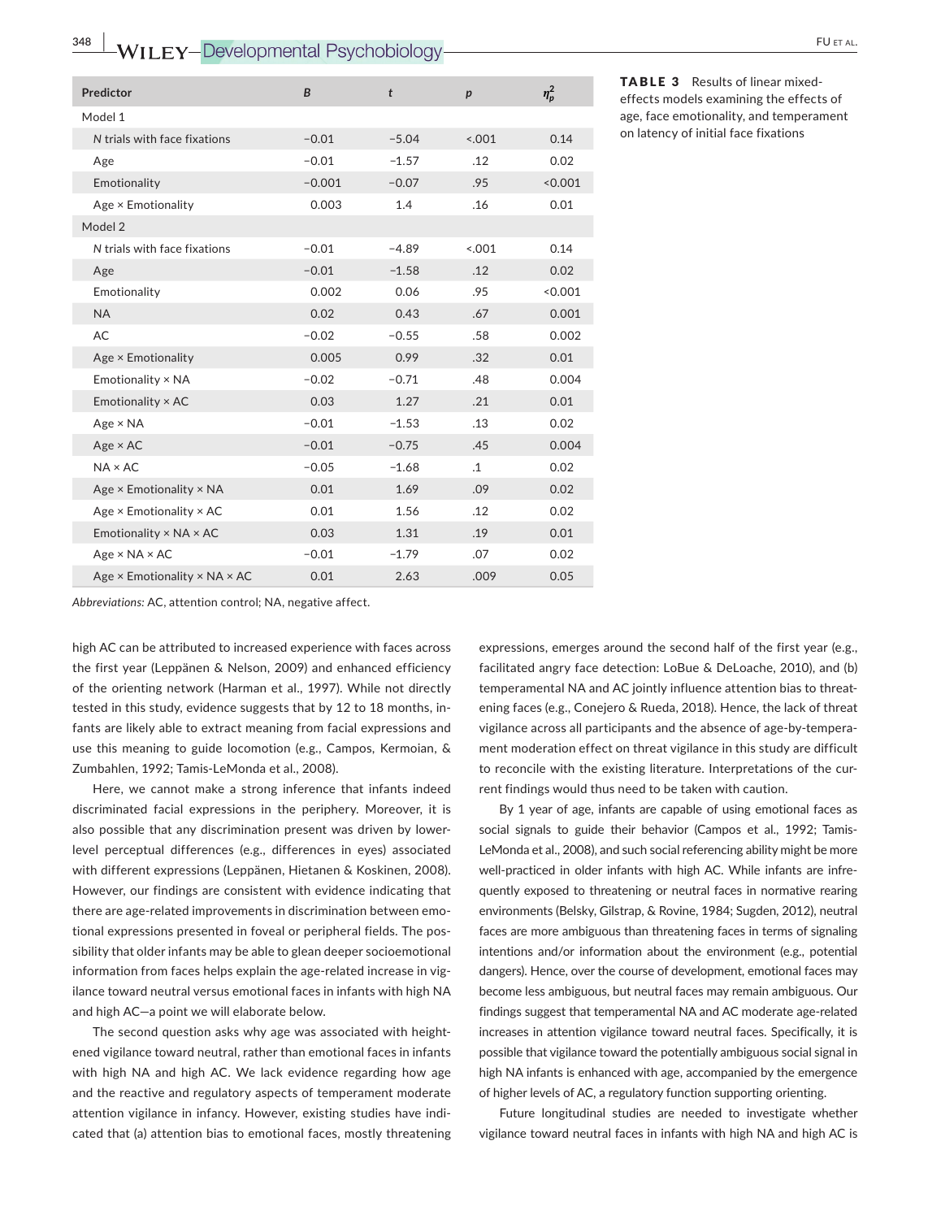**TABLE 3** Results of linear mixed-effects models examining the effects of age, face emotionality, and temperament on latency of initial face fixations

| Predictor | *B* | *t* | *p* | $\eta_p^2$ |
|---|---|---|---|---|
| Model 1 | | | | |
| *N* trials with face fixations | −0.01 | −5.04 | <.001 | 0.14 |
| Age | −0.01 | −1.57 | .12 | 0.02 |
| Emotionality | −0.001 | −0.07 | .95 | <0.001 |
| Age × Emotionality | 0.003 | 1.4 | .16 | 0.01 |
| Model 2 | | | | |
| *N* trials with face fixations | −0.01 | −4.89 | <.001 | 0.14 |
| Age | −0.01 | −1.58 | .12 | 0.02 |
| Emotionality | 0.002 | 0.06 | .95 | <0.001 |
| NA | 0.02 | 0.43 | .67 | 0.001 |
| AC | −0.02 | −0.55 | .58 | 0.002 |
| Age × Emotionality | 0.005 | 0.99 | .32 | 0.01 |
| Emotionality × NA | −0.02 | −0.71 | .48 | 0.004 |
| Emotionality × AC | 0.03 | 1.27 | .21 | 0.01 |
| Age × NA | −0.01 | −1.53 | .13 | 0.02 |
| Age × AC | −0.01 | −0.75 | .45 | 0.004 |
| NA × AC | −0.05 | −1.68 | .1 | 0.02 |
| Age × Emotionality × NA | 0.01 | 1.69 | .09 | 0.02 |
| Age × Emotionality × AC | 0.01 | 1.56 | .12 | 0.02 |
| Emotionality × NA × AC | 0.03 | 1.31 | .19 | 0.01 |
| Age × NA × AC | −0.01 | −1.79 | .07 | 0.02 |
| Age × Emotionality × NA × AC | 0.01 | 2.63 | .009 | 0.05 |

*Abbreviations:* AC, attention control; NA, negative affect.

high AC can be attributed to increased experience with faces across the first year (Leppänen & Nelson, 2009) and enhanced efficiency of the orienting network (Harman et al., 1997). While not directly tested in this study, evidence suggests that by 12 to 18 months, infants are likely able to extract meaning from facial expressions and use this meaning to guide locomotion (e.g., Campos, Kermoian, & Zumbahlen, 1992; Tamis-LeMonda et al., 2008).

Here, we cannot make a strong inference that infants indeed discriminated facial expressions in the periphery. Moreover, it is also possible that any discrimination present was driven by lower-level perceptual differences (e.g., differences in eyes) associated with different expressions (Leppänen, Hietanen & Koskinen, 2008). However, our findings are consistent with evidence indicating that there are age-related improvements in discrimination between emotional expressions presented in foveal or peripheral fields. The possibility that older infants may be able to glean deeper socioemotional information from faces helps explain the age-related increase in vigilance toward neutral versus emotional faces in infants with high NA and high AC—a point we will elaborate below.

The second question asks why age was associated with heightened vigilance toward neutral, rather than emotional faces in infants with high NA and high AC. We lack evidence regarding how age and the reactive and regulatory aspects of temperament moderate attention vigilance in infancy. However, existing studies have indicated that (a) attention bias to emotional faces, mostly threatening expressions, emerges around the second half of the first year (e.g., facilitated angry face detection: LoBue & DeLoache, 2010), and (b) temperamental NA and AC jointly influence attention bias to threatening faces (e.g., Conejero & Rueda, 2018). Hence, the lack of threat vigilance across all participants and the absence of age-by-temperament moderation effect on threat vigilance in this study are difficult to reconcile with the existing literature. Interpretations of the current findings would thus need to be taken with caution.

By 1 year of age, infants are capable of using emotional faces as social signals to guide their behavior (Campos et al., 1992; Tamis-LeMonda et al., 2008), and such social referencing ability might be more well-practiced in older infants with high AC. While infants are infrequently exposed to threatening or neutral faces in normative rearing environments (Belsky, Gilstrap, & Rovine, 1984; Sugden, 2012), neutral faces are more ambiguous than threatening faces in terms of signaling intentions and/or information about the environment (e.g., potential dangers). Hence, over the course of development, emotional faces may become less ambiguous, but neutral faces may remain ambiguous. Our findings suggest that temperamental NA and AC moderate age-related increases in attention vigilance toward neutral faces. Specifically, it is possible that vigilance toward the potentially ambiguous social signal in high NA infants is enhanced with age, accompanied by the emergence of higher levels of AC, a regulatory function supporting orienting.

Future longitudinal studies are needed to investigate whether vigilance toward neutral faces in infants with high NA and high AC is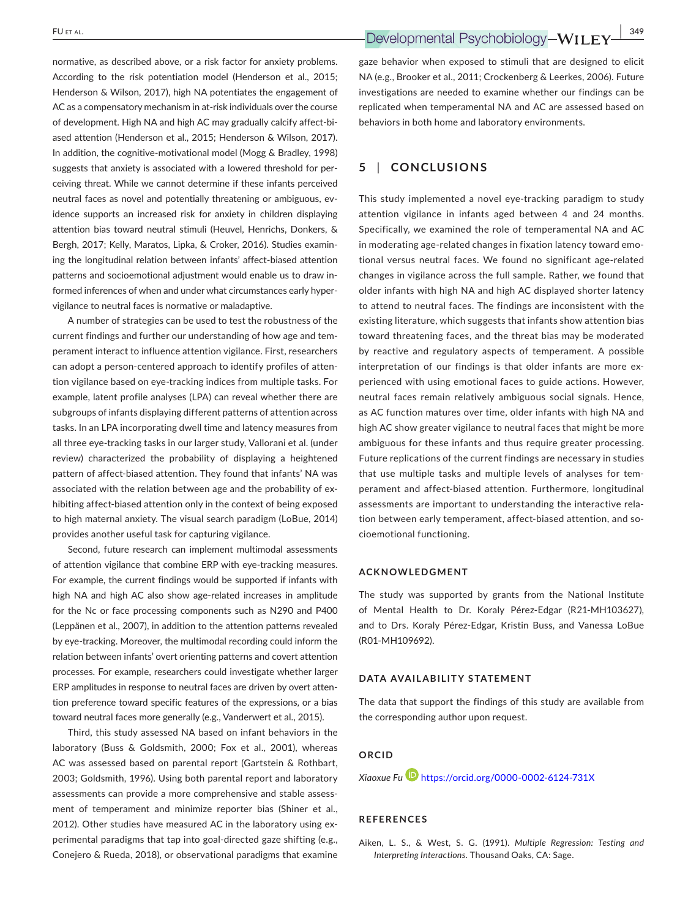normative, as described above, or a risk factor for anxiety problems. According to the risk potentiation model (Henderson et al., 2015; Henderson & Wilson, 2017), high NA potentiates the engagement of AC as a compensatory mechanism in at-risk individuals over the course of development. High NA and high AC may gradually calcify affect-biased attention (Henderson et al., 2015; Henderson & Wilson, 2017). In addition, the cognitive-motivational model (Mogg & Bradley, 1998) suggests that anxiety is associated with a lowered threshold for perceiving threat. While we cannot determine if these infants perceived neutral faces as novel and potentially threatening or ambiguous, evidence supports an increased risk for anxiety in children displaying attention bias toward neutral stimuli (Heuvel, Henrichs, Donkers, & Bergh, 2017; Kelly, Maratos, Lipka, & Croker, 2016). Studies examining the longitudinal relation between infants' affect-biased attention patterns and socioemotional adjustment would enable us to draw informed inferences of when and under what circumstances early hypervigilance to neutral faces is normative or maladaptive.

A number of strategies can be used to test the robustness of the current findings and further our understanding of how age and temperament interact to influence attention vigilance. First, researchers can adopt a person-centered approach to identify profiles of attention vigilance based on eye-tracking indices from multiple tasks. For example, latent profile analyses (LPA) can reveal whether there are subgroups of infants displaying different patterns of attention across tasks. In an LPA incorporating dwell time and latency measures from all three eye-tracking tasks in our larger study, Vallorani et al. (under review) characterized the probability of displaying a heightened pattern of affect-biased attention. They found that infants' NA was associated with the relation between age and the probability of exhibiting affect-biased attention only in the context of being exposed to high maternal anxiety. The visual search paradigm (LoBue, 2014) provides another useful task for capturing vigilance.

Second, future research can implement multimodal assessments of attention vigilance that combine ERP with eye-tracking measures. For example, the current findings would be supported if infants with high NA and high AC also show age-related increases in amplitude for the Nc or face processing components such as N290 and P400 (Leppänen et al., 2007), in addition to the attention patterns revealed by eye-tracking. Moreover, the multimodal recording could inform the relation between infants' overt orienting patterns and covert attention processes. For example, researchers could investigate whether larger ERP amplitudes in response to neutral faces are driven by overt attention preference toward specific features of the expressions, or a bias toward neutral faces more generally (e.g., Vanderwert et al., 2015).

Third, this study assessed NA based on infant behaviors in the laboratory (Buss & Goldsmith, 2000; Fox et al., 2001), whereas AC was assessed based on parental report (Gartstein & Rothbart, 2003; Goldsmith, 1996). Using both parental report and laboratory assessments can provide a more comprehensive and stable assessment of temperament and minimize reporter bias (Shiner et al., 2012). Other studies have measured AC in the laboratory using experimental paradigms that tap into goal-directed gaze shifting (e.g., Conejero & Rueda, 2018), or observational paradigms that examine gaze behavior when exposed to stimuli that are designed to elicit NA (e.g., Brooker et al., 2011; Crockenberg & Leerkes, 2006). Future investigations are needed to examine whether our findings can be replicated when temperamental NA and AC are assessed based on behaviors in both home and laboratory environments.

## 5 | CONCLUSIONS

This study implemented a novel eye-tracking paradigm to study attention vigilance in infants aged between 4 and 24 months. Specifically, we examined the role of temperamental NA and AC in moderating age-related changes in fixation latency toward emotional versus neutral faces. We found no significant age-related changes in vigilance across the full sample. Rather, we found that older infants with high NA and high AC displayed shorter latency to attend to neutral faces. The findings are inconsistent with the existing literature, which suggests that infants show attention bias toward threatening faces, and the threat bias may be moderated by reactive and regulatory aspects of temperament. A possible interpretation of our findings is that older infants are more experienced with using emotional faces to guide actions. However, neutral faces remain relatively ambiguous social signals. Hence, as AC function matures over time, older infants with high NA and high AC show greater vigilance to neutral faces that might be more ambiguous for these infants and thus require greater processing. Future replications of the current findings are necessary in studies that use multiple tasks and multiple levels of analyses for temperament and affect-biased attention. Furthermore, longitudinal assessments are important to understanding the interactive relation between early temperament, affect-biased attention, and socioemotional functioning.

### ACKNOWLEDGMENT

The study was supported by grants from the National Institute of Mental Health to Dr. Koraly Pérez-Edgar (R21-MH103627), and to Drs. Koraly Pérez-Edgar, Kristin Buss, and Vanessa LoBue (R01-MH109692).

### DATA AVAILABILITY STATEMENT

The data that support the findings of this study are available from the corresponding author upon request.

### ORCID

*Xiaoxue Fu* https://orcid.org/0000-0002-6124-731X

### REFERENCES

Aiken, L. S., & West, S. G. (1991). *Multiple Regression: Testing and Interpreting Interactions*. Thousand Oaks, CA: Sage.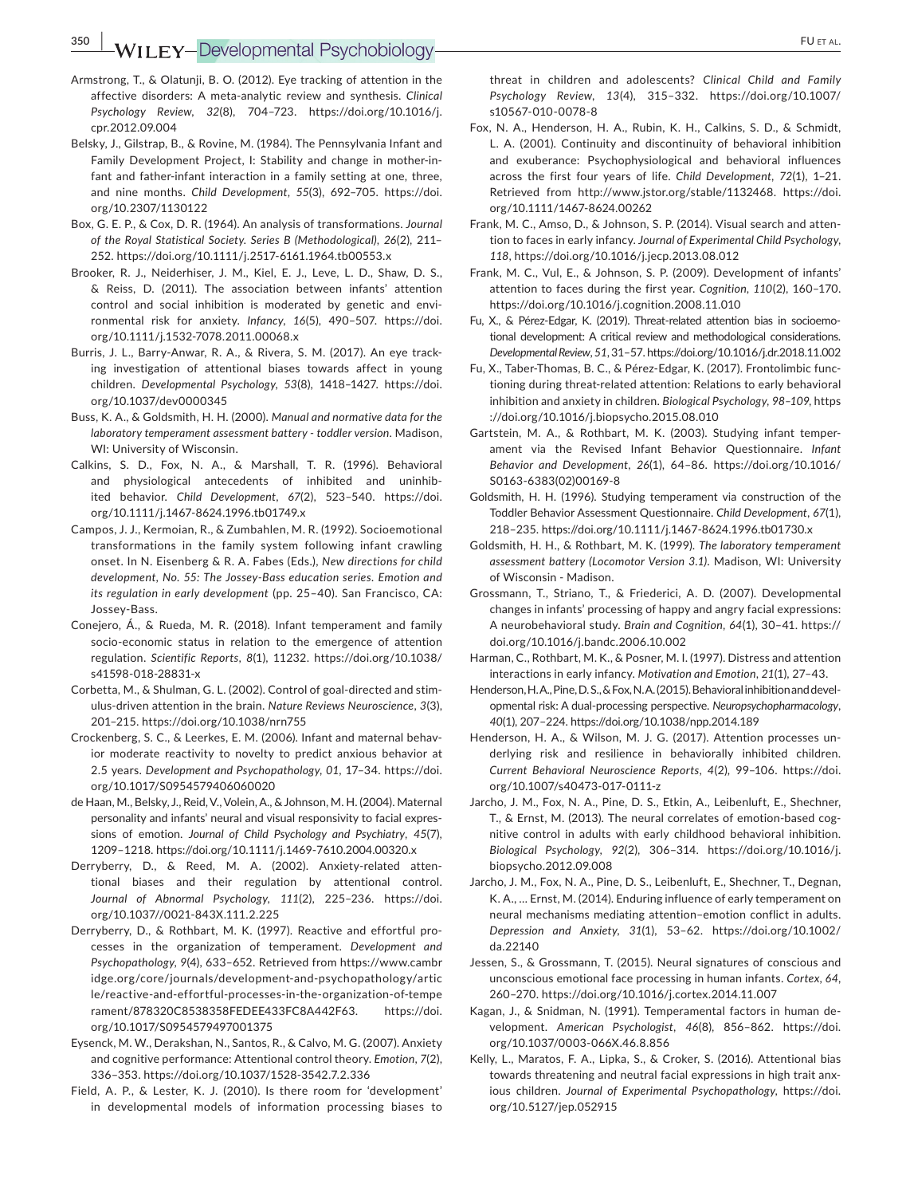Armstrong, T., & Olatunji, B. O. (2012). Eye tracking of attention in the affective disorders: A meta-analytic review and synthesis. *Clinical Psychology Review*, *32*(8), 704–723. https://doi.org/10.1016/j.cpr.2012.09.004

Belsky, J., Gilstrap, B., & Rovine, M. (1984). The Pennsylvania Infant and Family Development Project, I: Stability and change in mother-infant and father-infant interaction in a family setting at one, three, and nine months. *Child Development*, *55*(3), 692–705. https://doi.org/10.2307/1130122

Box, G. E. P., & Cox, D. R. (1964). An analysis of transformations. *Journal of the Royal Statistical Society. Series B (Methodological)*, *26*(2), 211–252. https://doi.org/10.1111/j.2517-6161.1964.tb00553.x

Brooker, R. J., Neiderhiser, J. M., Kiel, E. J., Leve, L. D., Shaw, D. S., & Reiss, D. (2011). The association between infants' attention control and social inhibition is moderated by genetic and environmental risk for anxiety. *Infancy*, *16*(5), 490–507. https://doi.org/10.1111/j.1532-7078.2011.00068.x

Burris, J. L., Barry-Anwar, R. A., & Rivera, S. M. (2017). An eye tracking investigation of attentional biases towards affect in young children. *Developmental Psychology*, *53*(8), 1418–1427. https://doi.org/10.1037/dev0000345

Buss, K. A., & Goldsmith, H. H. (2000). *Manual and normative data for the laboratory temperament assessment battery - toddler version*. Madison, WI: University of Wisconsin.

Calkins, S. D., Fox, N. A., & Marshall, T. R. (1996). Behavioral and physiological antecedents of inhibited and uninhibited behavior. *Child Development*, *67*(2), 523–540. https://doi.org/10.1111/j.1467-8624.1996.tb01749.x

Campos, J. J., Kermoian, R., & Zumbahlen, M. R. (1992). Socioemotional transformations in the family system following infant crawling onset. In N. Eisenberg & R. A. Fabes (Eds.), *New directions for child development, No. 55: The Jossey-Bass education series. Emotion and its regulation in early development* (pp. 25–40). San Francisco, CA: Jossey-Bass.

Conejero, Á., & Rueda, M. R. (2018). Infant temperament and family socio-economic status in relation to the emergence of attention regulation. *Scientific Reports*, *8*(1), 11232. https://doi.org/10.1038/s41598-018-28831-x

Corbetta, M., & Shulman, G. L. (2002). Control of goal-directed and stimulus-driven attention in the brain. *Nature Reviews Neuroscience*, *3*(3), 201–215. https://doi.org/10.1038/nrn755

Crockenberg, S. C., & Leerkes, E. M. (2006). Infant and maternal behavior moderate reactivity to novelty to predict anxious behavior at 2.5 years. *Development and Psychopathology*, *01*, 17–34. https://doi.org/10.1017/S0954579406060020

de Haan, M., Belsky, J., Reid, V., Volein, A., & Johnson, M. H. (2004). Maternal personality and infants' neural and visual responsivity to facial expressions of emotion. *Journal of Child Psychology and Psychiatry*, *45*(7), 1209–1218. https://doi.org/10.1111/j.1469-7610.2004.00320.x

Derryberry, D., & Reed, M. A. (2002). Anxiety-related attentional biases and their regulation by attentional control. *Journal of Abnormal Psychology*, *111*(2), 225–236. https://doi.org/10.1037//0021-843X.111.2.225

Derryberry, D., & Rothbart, M. K. (1997). Reactive and effortful processes in the organization of temperament. *Development and Psychopathology*, *9*(4), 633–652. Retrieved from https://www.cambridge.org/core/journals/development-and-psychopathology/article/reactive-and-effortful-processes-in-the-organization-of-temperament/878320C8538358FEDEE433FC8A442F63. https://doi.org/10.1017/S0954579497001375

Eysenck, M. W., Derakshan, N., Santos, R., & Calvo, M. G. (2007). Anxiety and cognitive performance: Attentional control theory. *Emotion*, *7*(2), 336–353. https://doi.org/10.1037/1528-3542.7.2.336

Field, A. P., & Lester, K. J. (2010). Is there room for 'development' in developmental models of information processing biases to threat in children and adolescents? *Clinical Child and Family Psychology Review*, *13*(4), 315–332. https://doi.org/10.1007/s10567-010-0078-8

Fox, N. A., Henderson, H. A., Rubin, K. H., Calkins, S. D., & Schmidt, L. A. (2001). Continuity and discontinuity of behavioral inhibition and exuberance: Psychophysiological and behavioral influences across the first four years of life. *Child Development*, *72*(1), 1–21. Retrieved from http://www.jstor.org/stable/1132468. https://doi.org/10.1111/1467-8624.00262

Frank, M. C., Amso, D., & Johnson, S. P. (2014). Visual search and attention to faces in early infancy. *Journal of Experimental Child Psychology*, *118*, https://doi.org/10.1016/j.jecp.2013.08.012

Frank, M. C., Vul, E., & Johnson, S. P. (2009). Development of infants' attention to faces during the first year. *Cognition*, *110*(2), 160–170. https://doi.org/10.1016/j.cognition.2008.11.010

Fu, X., & Pérez-Edgar, K. (2019). Threat-related attention bias in socioemotional development: A critical review and methodological considerations. *Developmental Review*, *51*, 31–57. https://doi.org/10.1016/j.dr.2018.11.002

Fu, X., Taber-Thomas, B. C., & Pérez-Edgar, K. (2017). Frontolimbic functioning during threat-related attention: Relations to early behavioral inhibition and anxiety in children. *Biological Psychology*, *98–109*, https://doi.org/10.1016/j.biopsycho.2015.08.010

Gartstein, M. A., & Rothbart, M. K. (2003). Studying infant temperament via the Revised Infant Behavior Questionnaire. *Infant Behavior and Development*, *26*(1), 64–86. https://doi.org/10.1016/S0163-6383(02)00169-8

Goldsmith, H. H. (1996). Studying temperament via construction of the Toddler Behavior Assessment Questionnaire. *Child Development*, *67*(1), 218–235. https://doi.org/10.1111/j.1467-8624.1996.tb01730.x

Goldsmith, H. H., & Rothbart, M. K. (1999). *The laboratory temperament assessment battery (Locomotor Version 3.1)*. Madison, WI: University of Wisconsin - Madison.

Grossmann, T., Striano, T., & Friederici, A. D. (2007). Developmental changes in infants' processing of happy and angry facial expressions: A neurobehavioral study. *Brain and Cognition*, *64*(1), 30–41. https://doi.org/10.1016/j.bandc.2006.10.002

Harman, C., Rothbart, M. K., & Posner, M. I. (1997). Distress and attention interactions in early infancy. *Motivation and Emotion*, *21*(1), 27–43.

Henderson, H. A., Pine, D. S., & Fox, N. A. (2015). Behavioral inhibition and developmental risk: A dual-processing perspective. *Neuropsychopharmacology*, *40*(1), 207–224. https://doi.org/10.1038/npp.2014.189

Henderson, H. A., & Wilson, M. J. G. (2017). Attention processes underlying risk and resilience in behaviorally inhibited children. *Current Behavioral Neuroscience Reports*, *4*(2), 99–106. https://doi.org/10.1007/s40473-017-0111-z

Jarcho, J. M., Fox, N. A., Pine, D. S., Etkin, A., Leibenluft, E., Shechner, T., & Ernst, M. (2013). The neural correlates of emotion-based cognitive control in adults with early childhood behavioral inhibition. *Biological Psychology*, *92*(2), 306–314. https://doi.org/10.1016/j.biopsycho.2012.09.008

Jarcho, J. M., Fox, N. A., Pine, D. S., Leibenluft, E., Shechner, T., Degnan, K. A., … Ernst, M. (2014). Enduring influence of early temperament on neural mechanisms mediating attention–emotion conflict in adults. *Depression and Anxiety*, *31*(1), 53–62. https://doi.org/10.1002/da.22140

Jessen, S., & Grossmann, T. (2015). Neural signatures of conscious and unconscious emotional face processing in human infants. *Cortex*, *64*, 260–270. https://doi.org/10.1016/j.cortex.2014.11.007

Kagan, J., & Snidman, N. (1991). Temperamental factors in human development. *American Psychologist*, *46*(8), 856–862. https://doi.org/10.1037/0003-066X.46.8.856

Kelly, L., Maratos, F. A., Lipka, S., & Croker, S. (2016). Attentional bias towards threatening and neutral facial expressions in high trait anxious children. *Journal of Experimental Psychopathology*, https://doi.org/10.5127/jep.052915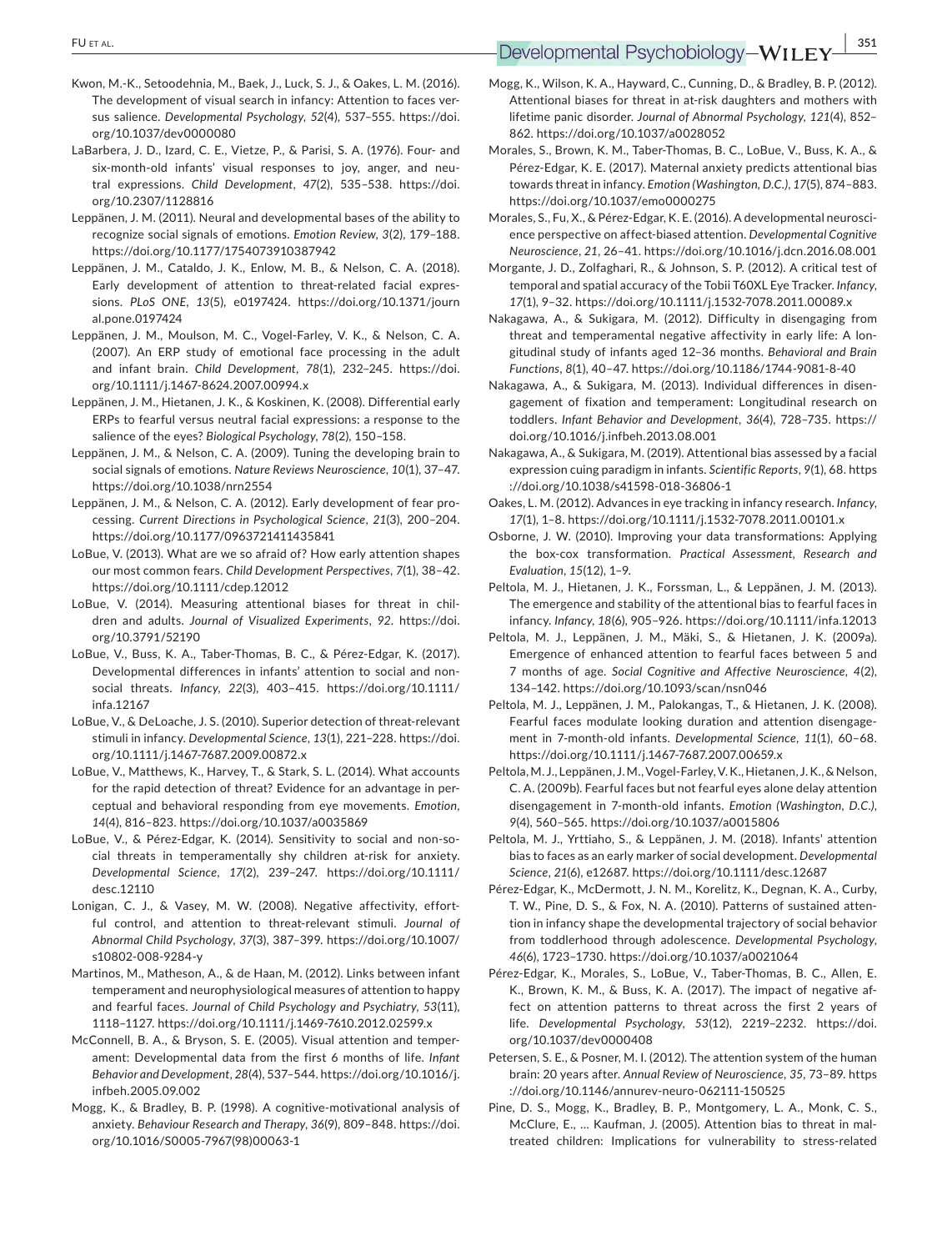Kwon, M.-K., Setoodehnia, M., Baek, J., Luck, S. J., & Oakes, L. M. (2016). The development of visual search in infancy: Attention to faces versus salience. *Developmental Psychology*, *52*(4), 537–555. https://doi.org/10.1037/dev0000080

LaBarbera, J. D., Izard, C. E., Vietze, P., & Parisi, S. A. (1976). Four- and six-month-old infants' visual responses to joy, anger, and neutral expressions. *Child Development*, *47*(2), 535–538. https://doi.org/10.2307/1128816

Leppänen, J. M. (2011). Neural and developmental bases of the ability to recognize social signals of emotions. *Emotion Review*, *3*(2), 179–188. https://doi.org/10.1177/1754073910387942

Leppänen, J. M., Cataldo, J. K., Enlow, M. B., & Nelson, C. A. (2018). Early development of attention to threat-related facial expressions. *PLoS ONE*, *13*(5), e0197424. https://doi.org/10.1371/journal.pone.0197424

Leppänen, J. M., Moulson, M. C., Vogel-Farley, V. K., & Nelson, C. A. (2007). An ERP study of emotional face processing in the adult and infant brain. *Child Development*, *78*(1), 232–245. https://doi.org/10.1111/j.1467-8624.2007.00994.x

Leppänen, J. M., Hietanen, J. K., & Koskinen, K. (2008). Differential early ERPs to fearful versus neutral facial expressions: a response to the salience of the eyes? *Biological Psychology*, *78*(2), 150–158.

Leppänen, J. M., & Nelson, C. A. (2009). Tuning the developing brain to social signals of emotions. *Nature Reviews Neuroscience*, *10*(1), 37–47. https://doi.org/10.1038/nrn2554

Leppänen, J. M., & Nelson, C. A. (2012). Early development of fear processing. *Current Directions in Psychological Science*, *21*(3), 200–204. https://doi.org/10.1177/0963721411435841

LoBue, V. (2013). What are we so afraid of? How early attention shapes our most common fears. *Child Development Perspectives*, *7*(1), 38–42. https://doi.org/10.1111/cdep.12012

LoBue, V. (2014). Measuring attentional biases for threat in children and adults. *Journal of Visualized Experiments*, *92*. https://doi.org/10.3791/52190

LoBue, V., Buss, K. A., Taber-Thomas, B. C., & Pérez-Edgar, K. (2017). Developmental differences in infants' attention to social and non-social threats. *Infancy*, *22*(3), 403–415. https://doi.org/10.1111/infa.12167

LoBue, V., & DeLoache, J. S. (2010). Superior detection of threat-relevant stimuli in infancy. *Developmental Science*, *13*(1), 221–228. https://doi.org/10.1111/j.1467-7687.2009.00872.x

LoBue, V., Matthews, K., Harvey, T., & Stark, S. L. (2014). What accounts for the rapid detection of threat? Evidence for an advantage in perceptual and behavioral responding from eye movements. *Emotion*, *14*(4), 816–823. https://doi.org/10.1037/a0035869

LoBue, V., & Pérez-Edgar, K. (2014). Sensitivity to social and non-social threats in temperamentally shy children at-risk for anxiety. *Developmental Science*, *17*(2), 239–247. https://doi.org/10.1111/desc.12110

Lonigan, C. J., & Vasey, M. W. (2008). Negative affectivity, effortful control, and attention to threat-relevant stimuli. *Journal of Abnormal Child Psychology*, *37*(3), 387–399. https://doi.org/10.1007/s10802-008-9284-y

Martinos, M., Matheson, A., & de Haan, M. (2012). Links between infant temperament and neurophysiological measures of attention to happy and fearful faces. *Journal of Child Psychology and Psychiatry*, *53*(11), 1118–1127. https://doi.org/10.1111/j.1469-7610.2012.02599.x

McConnell, B. A., & Bryson, S. E. (2005). Visual attention and temperament: Developmental data from the first 6 months of life. *Infant Behavior and Development*, *28*(4), 537–544. https://doi.org/10.1016/j.infbeh.2005.09.002

Mogg, K., & Bradley, B. P. (1998). A cognitive-motivational analysis of anxiety. *Behaviour Research and Therapy*, *36*(9), 809–848. https://doi.org/10.1016/S0005-7967(98)00063-1

Mogg, K., Wilson, K. A., Hayward, C., Cunning, D., & Bradley, B. P. (2012). Attentional biases for threat in at-risk daughters and mothers with lifetime panic disorder. *Journal of Abnormal Psychology*, *121*(4), 852–862. https://doi.org/10.1037/a0028052

Morales, S., Brown, K. M., Taber-Thomas, B. C., LoBue, V., Buss, K. A., & Pérez-Edgar, K. E. (2017). Maternal anxiety predicts attentional bias towards threat in infancy. *Emotion (Washington, D.C.)*, *17*(5), 874–883. https://doi.org/10.1037/emo0000275

Morales, S., Fu, X., & Pérez-Edgar, K. E. (2016). A developmental neuroscience perspective on affect-biased attention. *Developmental Cognitive Neuroscience*, *21*, 26–41. https://doi.org/10.1016/j.dcn.2016.08.001

Morgante, J. D., Zolfaghari, R., & Johnson, S. P. (2012). A critical test of temporal and spatial accuracy of the Tobii T60XL Eye Tracker. *Infancy*, *17*(1), 9–32. https://doi.org/10.1111/j.1532-7078.2011.00089.x

Nakagawa, A., & Sukigara, M. (2012). Difficulty in disengaging from threat and temperamental negative affectivity in early life: A longitudinal study of infants aged 12–36 months. *Behavioral and Brain Functions*, *8*(1), 40–47. https://doi.org/10.1186/1744-9081-8-40

Nakagawa, A., & Sukigara, M. (2013). Individual differences in disengagement of fixation and temperament: Longitudinal research on toddlers. *Infant Behavior and Development*, *36*(4), 728–735. https://doi.org/10.1016/j.infbeh.2013.08.001

Nakagawa, A., & Sukigara, M. (2019). Attentional bias assessed by a facial expression cuing paradigm in infants. *Scientific Reports*, *9*(1), 68. https://doi.org/10.1038/s41598-018-36806-1

Oakes, L. M. (2012). Advances in eye tracking in infancy research. *Infancy*, *17*(1), 1–8. https://doi.org/10.1111/j.1532-7078.2011.00101.x

Osborne, J. W. (2010). Improving your data transformations: Applying the box-cox transformation. *Practical Assessment, Research and Evaluation*, *15*(12), 1–9.

Peltola, M. J., Hietanen, J. K., Forssman, L., & Leppänen, J. M. (2013). The emergence and stability of the attentional bias to fearful faces in infancy. *Infancy*, *18*(6), 905–926. https://doi.org/10.1111/infa.12013

Peltola, M. J., Leppänen, J. M., Mäki, S., & Hietanen, J. K. (2009a). Emergence of enhanced attention to fearful faces between 5 and 7 months of age. *Social Cognitive and Affective Neuroscience*, *4*(2), 134–142. https://doi.org/10.1093/scan/nsn046

Peltola, M. J., Leppänen, J. M., Palokangas, T., & Hietanen, J. K. (2008). Fearful faces modulate looking duration and attention disengagement in 7-month-old infants. *Developmental Science*, *11*(1), 60–68. https://doi.org/10.1111/j.1467-7687.2007.00659.x

Peltola, M. J., Leppänen, J. M., Vogel-Farley, V. K., Hietanen, J. K., & Nelson, C. A. (2009b). Fearful faces but not fearful eyes alone delay attention disengagement in 7-month-old infants. *Emotion (Washington, D.C.)*, *9*(4), 560–565. https://doi.org/10.1037/a0015806

Peltola, M. J., Yrttiaho, S., & Leppänen, J. M. (2018). Infants' attention bias to faces as an early marker of social development. *Developmental Science*, *21*(6), e12687. https://doi.org/10.1111/desc.12687

Pérez-Edgar, K., McDermott, J. N. M., Korelitz, K., Degnan, K. A., Curby, T. W., Pine, D. S., & Fox, N. A. (2010). Patterns of sustained attention in infancy shape the developmental trajectory of social behavior from toddlerhood through adolescence. *Developmental Psychology*, *46*(6), 1723–1730. https://doi.org/10.1037/a0021064

Pérez-Edgar, K., Morales, S., LoBue, V., Taber-Thomas, B. C., Allen, E. K., Brown, K. M., & Buss, K. A. (2017). The impact of negative affect on attention patterns to threat across the first 2 years of life. *Developmental Psychology*, *53*(12), 2219–2232. https://doi.org/10.1037/dev0000408

Petersen, S. E., & Posner, M. I. (2012). The attention system of the human brain: 20 years after. *Annual Review of Neuroscience*, *35*, 73–89. https://doi.org/10.1146/annurev-neuro-062111-150525

Pine, D. S., Mogg, K., Bradley, B. P., Montgomery, L. A., Monk, C. S., McClure, E., … Kaufman, J. (2005). Attention bias to threat in maltreated children: Implications for vulnerability to stress-related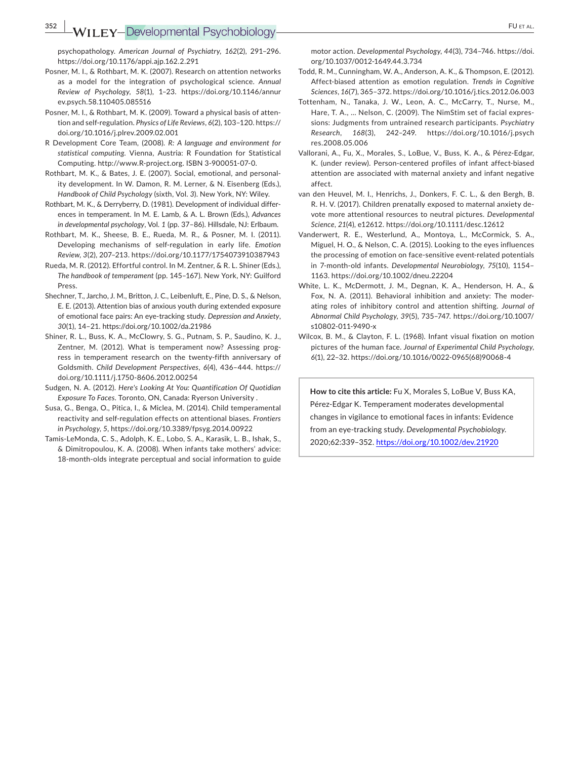psychopathology. *American Journal of Psychiatry*, *162*(2), 291–296. https://doi.org/10.1176/appi.ajp.162.2.291

Posner, M. I., & Rothbart, M. K. (2007). Research on attention networks as a model for the integration of psychological science. *Annual Review of Psychology*, *58*(1), 1–23. https://doi.org/10.1146/annurev.psych.58.110405.085516

Posner, M. I., & Rothbart, M. K. (2009). Toward a physical basis of attention and self-regulation. *Physics of Life Reviews*, *6*(2), 103–120. https://doi.org/10.1016/j.plrev.2009.02.001

R Development Core Team, (2008). *R: A language and environment for statistical computing*. Vienna, Austria: R Foundation for Statistical Computing. http://www.R-project.org. ISBN 3-900051-07-0.

Rothbart, M. K., & Bates, J. E. (2007). Social, emotional, and personality development. In W. Damon, R. M. Lerner, & N. Eisenberg (Eds.), *Handbook of Child Psychology* (sixth, Vol. *3*). New York, NY: Wiley.

Rothbart, M. K., & Derryberry, D. (1981). Development of individual differences in temperament. In M. E. Lamb, & A. L. Brown (Eds.), *Advances in developmental psychology*, Vol. *1* (pp. 37–86). Hillsdale, NJ: Erlbaum.

Rothbart, M. K., Sheese, B. E., Rueda, M. R., & Posner, M. I. (2011). Developing mechanisms of self-regulation in early life. *Emotion Review*, *3*(2), 207–213. https://doi.org/10.1177/1754073910387943

Rueda, M. R. (2012). Effortful control. In M. Zentner, & R. L. Shiner (Eds.), *The handbook of temperament* (pp. 145–167). New York, NY: Guilford Press.

Shechner, T., Jarcho, J. M., Britton, J. C., Leibenluft, E., Pine, D. S., & Nelson, E. E. (2013). Attention bias of anxious youth during extended exposure of emotional face pairs: An eye-tracking study. *Depression and Anxiety*, *30*(1), 14–21. https://doi.org/10.1002/da.21986

Shiner, R. L., Buss, K. A., McClowry, S. G., Putnam, S. P., Saudino, K. J., Zentner, M. (2012). What is temperament now? Assessing progress in temperament research on the twenty-fifth anniversary of Goldsmith. *Child Development Perspectives*, *6*(4), 436–444. https://doi.org/10.1111/j.1750-8606.2012.00254

Sudgen, N. A. (2012). *Here's Looking At You: Quantification Of Quotidian Exposure To Faces*. Toronto, ON, Canada: Ryerson University .

Susa, G., Benga, O., Pitica, I., & Miclea, M. (2014). Child temperamental reactivity and self-regulation effects on attentional biases. *Frontiers in Psychology*, *5*, https://doi.org/10.3389/fpsyg.2014.00922

Tamis-LeMonda, C. S., Adolph, K. E., Lobo, S. A., Karasik, L. B., Ishak, S., & Dimitropoulou, K. A. (2008). When infants take mothers' advice: 18-month-olds integrate perceptual and social information to guide motor action. *Developmental Psychology*, *44*(3), 734–746. https://doi.org/10.1037/0012-1649.44.3.734

Todd, R. M., Cunningham, W. A., Anderson, A. K., & Thompson, E. (2012). Affect-biased attention as emotion regulation. *Trends in Cognitive Sciences*, *16*(7), 365–372. https://doi.org/10.1016/j.tics.2012.06.003

Tottenham, N., Tanaka, J. W., Leon, A. C., McCarry, T., Nurse, M., Hare, T. A., … Nelson, C. (2009). The NimStim set of facial expressions: Judgments from untrained research participants. *Psychiatry Research*, *168*(3), 242–249. https://doi.org/10.1016/j.psychres.2008.05.006

Vallorani, A., Fu, X., Morales, S., LoBue, V., Buss, K. A., & Pérez-Edgar, K. (under review). Person-centered profiles of infant affect-biased attention are associated with maternal anxiety and infant negative affect.

van den Heuvel, M. I., Henrichs, J., Donkers, F. C. L., & den Bergh, B. R. H. V. (2017). Children prenatally exposed to maternal anxiety devote more attentional resources to neutral pictures. *Developmental Science*, *21*(4), e12612. https://doi.org/10.1111/desc.12612

Vanderwert, R. E., Westerlund, A., Montoya, L., McCormick, S. A., Miguel, H. O., & Nelson, C. A. (2015). Looking to the eyes influences the processing of emotion on face-sensitive event-related potentials in 7-month-old infants. *Developmental Neurobiology*, *75*(10), 1154–1163. https://doi.org/10.1002/dneu.22204

White, L. K., McDermott, J. M., Degnan, K. A., Henderson, H. A., & Fox, N. A. (2011). Behavioral inhibition and anxiety: The moderating roles of inhibitory control and attention shifting. *Journal of Abnormal Child Psychology*, *39*(5), 735–747. https://doi.org/10.1007/s10802-011-9490-x

Wilcox, B. M., & Clayton, F. L. (1968). Infant visual fixation on motion pictures of the human face. *Journal of Experimental Child Psychology*, *6*(1), 22–32. https://doi.org/10.1016/0022-0965(68)90068-4

**How to cite this article:** Fu X, Morales S, LoBue V, Buss KA, Pérez-Edgar K. Temperament moderates developmental changes in vigilance to emotional faces in infants: Evidence from an eye-tracking study. *Developmental Psychobiology*. 2020;62:339–352. https://doi.org/10.1002/dev.21920